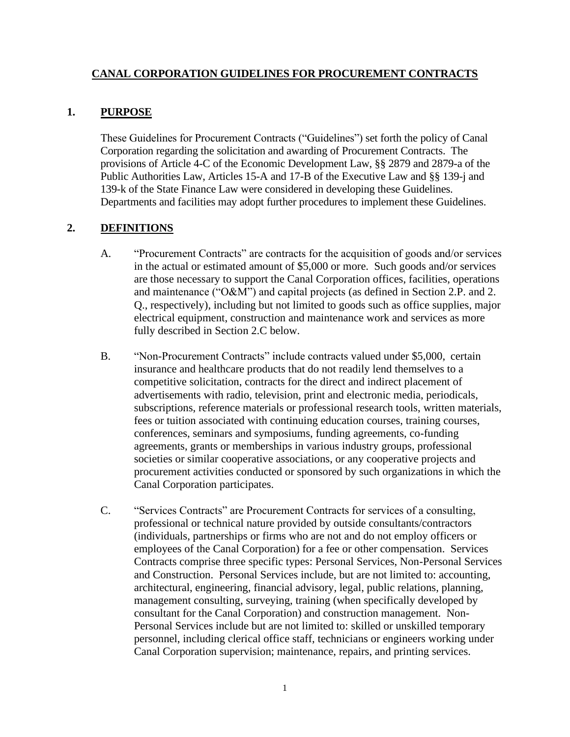# CANAL CORPORATION GUIDELINES FOR PROCUREMENT CONTRACTS

## 1. PURPOSE

These Guidelines for Procurement Contracts ("Guidelines") set forth the policy of Canal Corporation regarding the solicitation and awarding of Procurement Contracts. The provisions of Article 4-C of the Economic Development Law, §§ 2879 and 2879-a of the Public Authorities Law, Articles 15-A and 17-B of the Executive Law and §§ 139-j and 139-k of the State Finance Law were considered in developing these Guidelines. Departments and facilities may adopt further procedures to implement these Guidelines.

## 2. DEFINITIONS

A. "Procurement Contracts" are contracts for the acquisition of goods and/or services in the actual or estimated amount of $5,000 or more. Such goods and/or services are those necessary to support the Canal Corporation offices, facilities, operations and maintenance ("O&M") and capital projects (as defined in Section 2.P. and 2. Q., respectively), including but not limited to goods such as office supplies, major electrical equipment, construction and maintenance work and services as more fully described in Section 2.C below.

B. "Non-Procurement Contracts" include contracts valued under $5,000, certain insurance and healthcare products that do not readily lend themselves to a competitive solicitation, contracts for the direct and indirect placement of advertisements with radio, television, print and electronic media, periodicals, subscriptions, reference materials or professional research tools, written materials, fees or tuition associated with continuing education courses, training courses, conferences, seminars and symposiums, funding agreements, co-funding agreements, grants or memberships in various industry groups, professional societies or similar cooperative associations, or any cooperative projects and procurement activities conducted or sponsored by such organizations in which the Canal Corporation participates.

C. "Services Contracts" are Procurement Contracts for services of a consulting, professional or technical nature provided by outside consultants/contractors (individuals, partnerships or firms who are not and do not employ officers or employees of the Canal Corporation) for a fee or other compensation. Services Contracts comprise three specific types: Personal Services, Non-Personal Services and Construction. Personal Services include, but are not limited to: accounting, architectural, engineering, financial advisory, legal, public relations, planning, management consulting, surveying, training (when specifically developed by consultant for the Canal Corporation) and construction management. Non-Personal Services include but are not limited to: skilled or unskilled temporary personnel, including clerical office staff, technicians or engineers working under Canal Corporation supervision; maintenance, repairs, and printing services.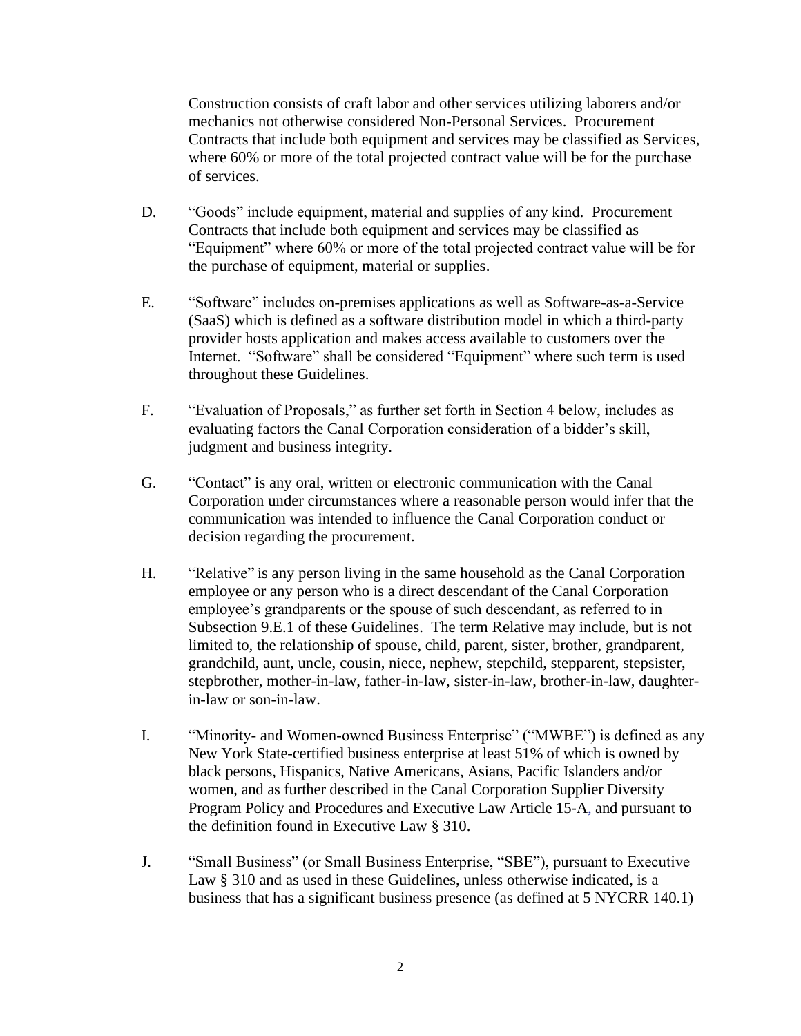Construction consists of craft labor and other services utilizing laborers and/or mechanics not otherwise considered Non-Personal Services. Procurement Contracts that include both equipment and services may be classified as Services, where 60% or more of the total projected contract value will be for the purchase of services.

D. "Goods" include equipment, material and supplies of any kind. Procurement Contracts that include both equipment and services may be classified as "Equipment" where 60% or more of the total projected contract value will be for the purchase of equipment, material or supplies.

E. "Software" includes on-premises applications as well as Software-as-a-Service (SaaS) which is defined as a software distribution model in which a third-party provider hosts application and makes access available to customers over the Internet. "Software" shall be considered "Equipment" where such term is used throughout these Guidelines.

F. "Evaluation of Proposals," as further set forth in Section 4 below, includes as evaluating factors the Canal Corporation consideration of a bidder's skill, judgment and business integrity.

G. "Contact" is any oral, written or electronic communication with the Canal Corporation under circumstances where a reasonable person would infer that the communication was intended to influence the Canal Corporation conduct or decision regarding the procurement.

H. "Relative" is any person living in the same household as the Canal Corporation employee or any person who is a direct descendant of the Canal Corporation employee's grandparents or the spouse of such descendant, as referred to in Subsection 9.E.1 of these Guidelines. The term Relative may include, but is not limited to, the relationship of spouse, child, parent, sister, brother, grandparent, grandchild, aunt, uncle, cousin, niece, nephew, stepchild, stepparent, stepsister, stepbrother, mother-in-law, father-in-law, sister-in-law, brother-in-law, daughter-in-law or son-in-law.

I. "Minority- and Women-owned Business Enterprise" ("MWBE") is defined as any New York State-certified business enterprise at least 51% of which is owned by black persons, Hispanics, Native Americans, Asians, Pacific Islanders and/or women, and as further described in the Canal Corporation Supplier Diversity Program Policy and Procedures and Executive Law Article 15-A, and pursuant to the definition found in Executive Law § 310.

J. "Small Business" (or Small Business Enterprise, "SBE"), pursuant to Executive Law § 310 and as used in these Guidelines, unless otherwise indicated, is a business that has a significant business presence (as defined at 5 NYCRR 140.1)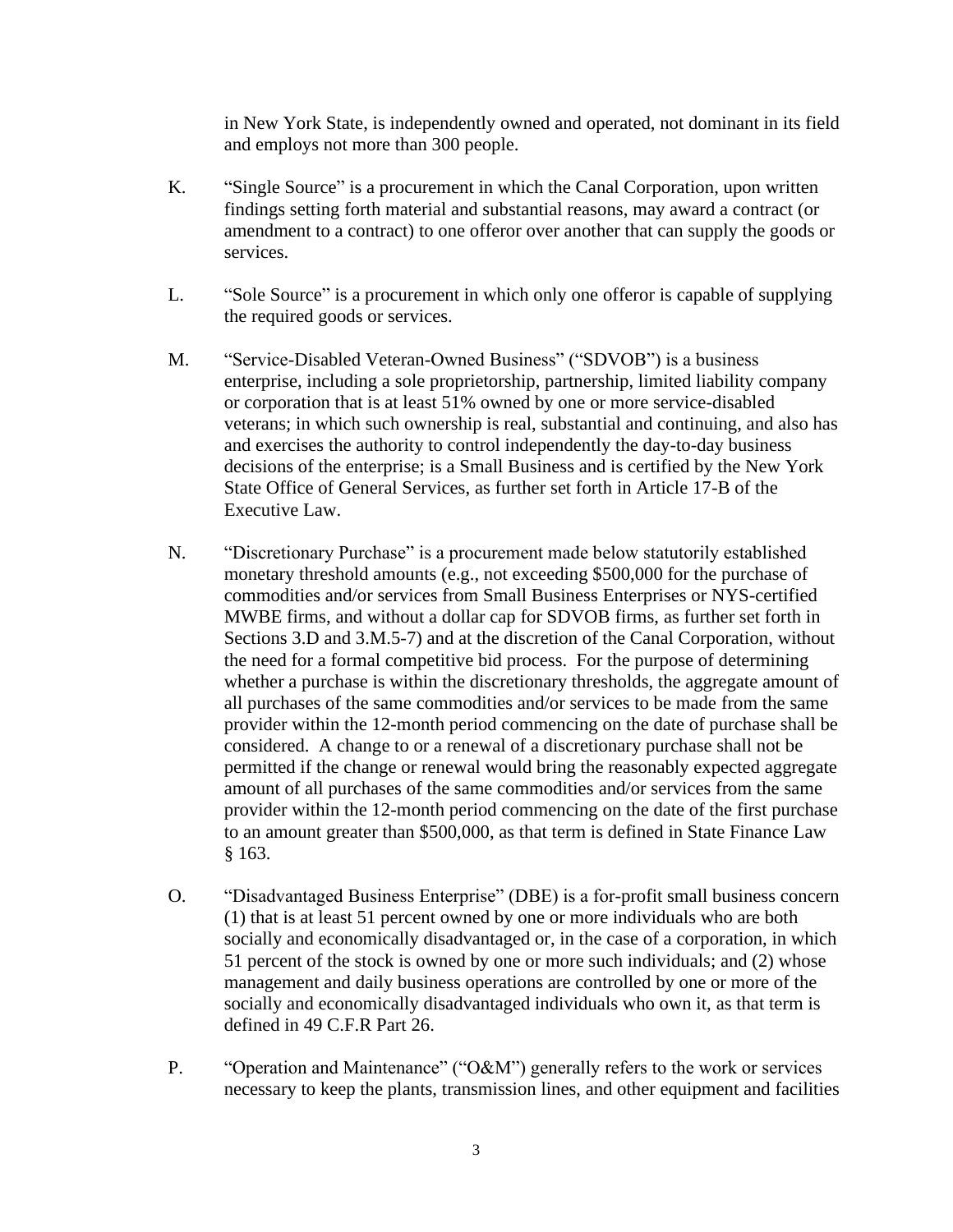in New York State, is independently owned and operated, not dominant in its field and employs not more than 300 people.

K. "Single Source" is a procurement in which the Canal Corporation, upon written findings setting forth material and substantial reasons, may award a contract (or amendment to a contract) to one offeror over another that can supply the goods or services.

L. "Sole Source" is a procurement in which only one offeror is capable of supplying the required goods or services.

M. "Service-Disabled Veteran-Owned Business" ("SDVOB") is a business enterprise, including a sole proprietorship, partnership, limited liability company or corporation that is at least 51% owned by one or more service-disabled veterans; in which such ownership is real, substantial and continuing, and also has and exercises the authority to control independently the day-to-day business decisions of the enterprise; is a Small Business and is certified by the New York State Office of General Services, as further set forth in Article 17-B of the Executive Law.

N. "Discretionary Purchase" is a procurement made below statutorily established monetary threshold amounts (e.g., not exceeding $500,000 for the purchase of commodities and/or services from Small Business Enterprises or NYS-certified MWBE firms, and without a dollar cap for SDVOB firms, as further set forth in Sections 3.D and 3.M.5-7) and at the discretion of the Canal Corporation, without the need for a formal competitive bid process. For the purpose of determining whether a purchase is within the discretionary thresholds, the aggregate amount of all purchases of the same commodities and/or services to be made from the same provider within the 12-month period commencing on the date of purchase shall be considered. A change to or a renewal of a discretionary purchase shall not be permitted if the change or renewal would bring the reasonably expected aggregate amount of all purchases of the same commodities and/or services from the same provider within the 12-month period commencing on the date of the first purchase to an amount greater than $500,000, as that term is defined in State Finance Law § 163.

O. "Disadvantaged Business Enterprise" (DBE) is a for-profit small business concern (1) that is at least 51 percent owned by one or more individuals who are both socially and economically disadvantaged or, in the case of a corporation, in which 51 percent of the stock is owned by one or more such individuals; and (2) whose management and daily business operations are controlled by one or more of the socially and economically disadvantaged individuals who own it, as that term is defined in 49 C.F.R Part 26.

P. "Operation and Maintenance" ("O&M") generally refers to the work or services necessary to keep the plants, transmission lines, and other equipment and facilities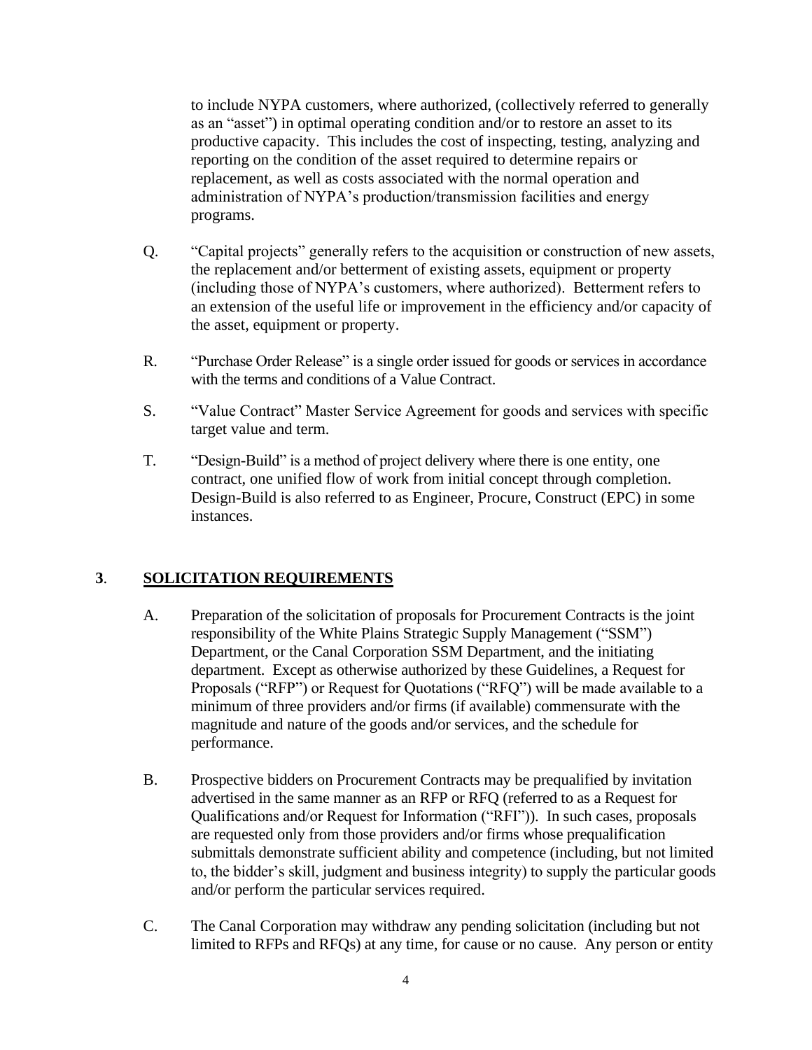to include NYPA customers, where authorized, (collectively referred to generally as an "asset") in optimal operating condition and/or to restore an asset to its productive capacity. This includes the cost of inspecting, testing, analyzing and reporting on the condition of the asset required to determine repairs or replacement, as well as costs associated with the normal operation and administration of NYPA's production/transmission facilities and energy programs.

Q. "Capital projects" generally refers to the acquisition or construction of new assets, the replacement and/or betterment of existing assets, equipment or property (including those of NYPA's customers, where authorized). Betterment refers to an extension of the useful life or improvement in the efficiency and/or capacity of the asset, equipment or property.

R. "Purchase Order Release" is a single order issued for goods or services in accordance with the terms and conditions of a Value Contract.

S. "Value Contract" Master Service Agreement for goods and services with specific target value and term.

T. "Design-Build" is a method of project delivery where there is one entity, one contract, one unified flow of work from initial concept through completion. Design-Build is also referred to as Engineer, Procure, Construct (EPC) in some instances.

## 3. SOLICITATION REQUIREMENTS

A. Preparation of the solicitation of proposals for Procurement Contracts is the joint responsibility of the White Plains Strategic Supply Management ("SSM") Department, or the Canal Corporation SSM Department, and the initiating department. Except as otherwise authorized by these Guidelines, a Request for Proposals ("RFP") or Request for Quotations ("RFQ") will be made available to a minimum of three providers and/or firms (if available) commensurate with the magnitude and nature of the goods and/or services, and the schedule for performance.

B. Prospective bidders on Procurement Contracts may be prequalified by invitation advertised in the same manner as an RFP or RFQ (referred to as a Request for Qualifications and/or Request for Information ("RFI")). In such cases, proposals are requested only from those providers and/or firms whose prequalification submittals demonstrate sufficient ability and competence (including, but not limited to, the bidder's skill, judgment and business integrity) to supply the particular goods and/or perform the particular services required.

C. The Canal Corporation may withdraw any pending solicitation (including but not limited to RFPs and RFQs) at any time, for cause or no cause. Any person or entity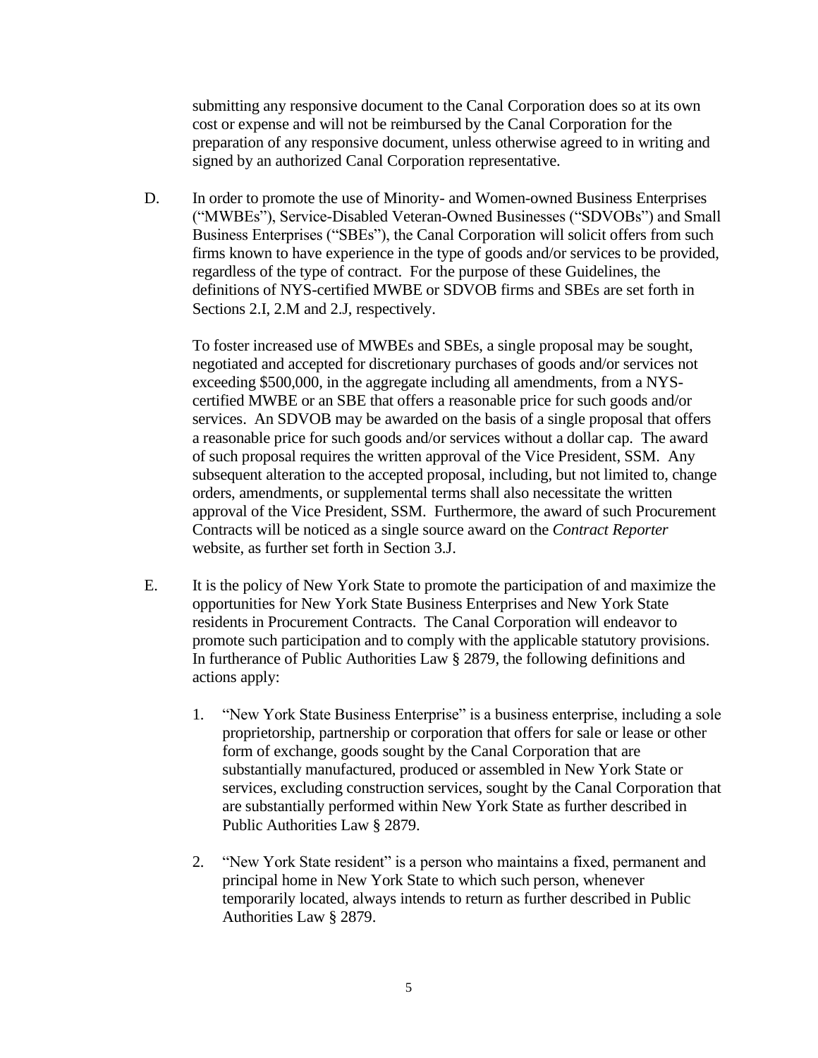submitting any responsive document to the Canal Corporation does so at its own cost or expense and will not be reimbursed by the Canal Corporation for the preparation of any responsive document, unless otherwise agreed to in writing and signed by an authorized Canal Corporation representative.

D. In order to promote the use of Minority- and Women-owned Business Enterprises ("MWBEs"), Service-Disabled Veteran-Owned Businesses ("SDVOBs") and Small Business Enterprises ("SBEs"), the Canal Corporation will solicit offers from such firms known to have experience in the type of goods and/or services to be provided, regardless of the type of contract. For the purpose of these Guidelines, the definitions of NYS-certified MWBE or SDVOB firms and SBEs are set forth in Sections 2.I, 2.M and 2.J, respectively.

   To foster increased use of MWBEs and SBEs, a single proposal may be sought, negotiated and accepted for discretionary purchases of goods and/or services not exceeding $500,000, in the aggregate including all amendments, from a NYS-certified MWBE or an SBE that offers a reasonable price for such goods and/or services. An SDVOB may be awarded on the basis of a single proposal that offers a reasonable price for such goods and/or services without a dollar cap. The award of such proposal requires the written approval of the Vice President, SSM. Any subsequent alteration to the accepted proposal, including, but not limited to, change orders, amendments, or supplemental terms shall also necessitate the written approval of the Vice President, SSM. Furthermore, the award of such Procurement Contracts will be noticed as a single source award on the *Contract Reporter* website, as further set forth in Section 3.J.

E. It is the policy of New York State to promote the participation of and maximize the opportunities for New York State Business Enterprises and New York State residents in Procurement Contracts. The Canal Corporation will endeavor to promote such participation and to comply with the applicable statutory provisions. In furtherance of Public Authorities Law § 2879, the following definitions and actions apply:

   1. "New York State Business Enterprise" is a business enterprise, including a sole proprietorship, partnership or corporation that offers for sale or lease or other form of exchange, goods sought by the Canal Corporation that are substantially manufactured, produced or assembled in New York State or services, excluding construction services, sought by the Canal Corporation that are substantially performed within New York State as further described in Public Authorities Law § 2879.

   2. "New York State resident" is a person who maintains a fixed, permanent and principal home in New York State to which such person, whenever temporarily located, always intends to return as further described in Public Authorities Law § 2879.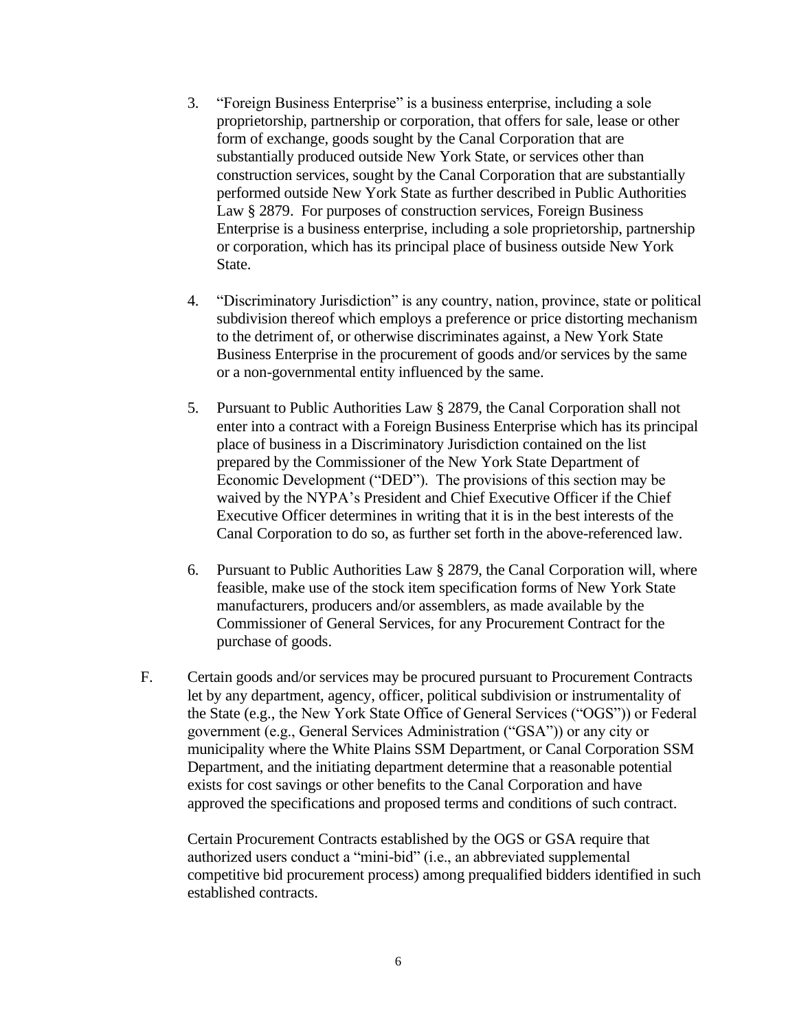3. "Foreign Business Enterprise" is a business enterprise, including a sole proprietorship, partnership or corporation, that offers for sale, lease or other form of exchange, goods sought by the Canal Corporation that are substantially produced outside New York State, or services other than construction services, sought by the Canal Corporation that are substantially performed outside New York State as further described in Public Authorities Law § 2879. For purposes of construction services, Foreign Business Enterprise is a business enterprise, including a sole proprietorship, partnership or corporation, which has its principal place of business outside New York State.

4. "Discriminatory Jurisdiction" is any country, nation, province, state or political subdivision thereof which employs a preference or price distorting mechanism to the detriment of, or otherwise discriminates against, a New York State Business Enterprise in the procurement of goods and/or services by the same or a non-governmental entity influenced by the same.

5. Pursuant to Public Authorities Law § 2879, the Canal Corporation shall not enter into a contract with a Foreign Business Enterprise which has its principal place of business in a Discriminatory Jurisdiction contained on the list prepared by the Commissioner of the New York State Department of Economic Development ("DED"). The provisions of this section may be waived by the NYPA's President and Chief Executive Officer if the Chief Executive Officer determines in writing that it is in the best interests of the Canal Corporation to do so, as further set forth in the above-referenced law.

6. Pursuant to Public Authorities Law § 2879, the Canal Corporation will, where feasible, make use of the stock item specification forms of New York State manufacturers, producers and/or assemblers, as made available by the Commissioner of General Services, for any Procurement Contract for the purchase of goods.

F. Certain goods and/or services may be procured pursuant to Procurement Contracts let by any department, agency, officer, political subdivision or instrumentality of the State (e.g., the New York State Office of General Services ("OGS")) or Federal government (e.g., General Services Administration ("GSA")) or any city or municipality where the White Plains SSM Department, or Canal Corporation SSM Department, and the initiating department determine that a reasonable potential exists for cost savings or other benefits to the Canal Corporation and have approved the specifications and proposed terms and conditions of such contract.

   Certain Procurement Contracts established by the OGS or GSA require that authorized users conduct a "mini-bid" (i.e., an abbreviated supplemental competitive bid procurement process) among prequalified bidders identified in such established contracts.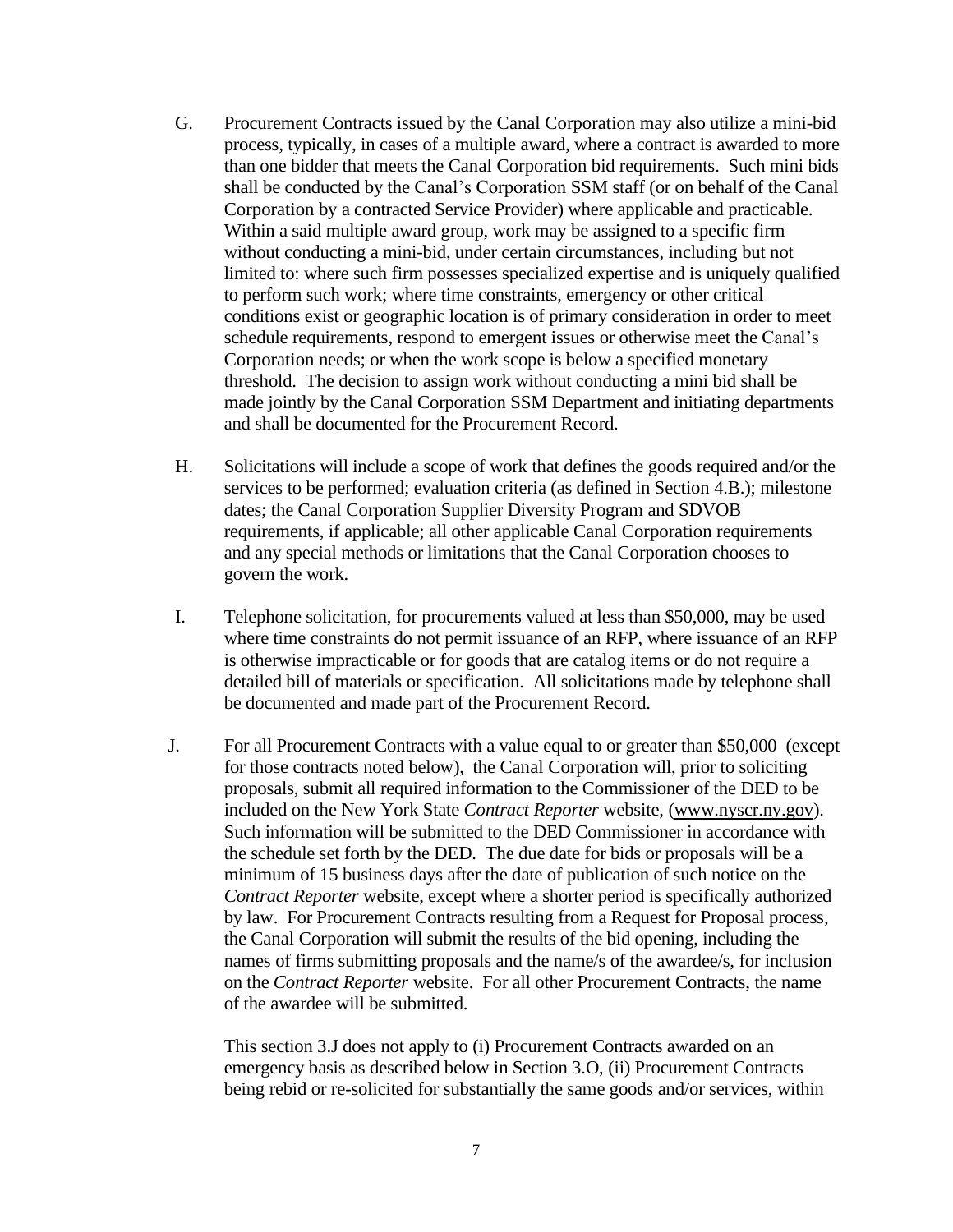G. Procurement Contracts issued by the Canal Corporation may also utilize a mini-bid process, typically, in cases of a multiple award, where a contract is awarded to more than one bidder that meets the Canal Corporation bid requirements. Such mini bids shall be conducted by the Canal's Corporation SSM staff (or on behalf of the Canal Corporation by a contracted Service Provider) where applicable and practicable. Within a said multiple award group, work may be assigned to a specific firm without conducting a mini-bid, under certain circumstances, including but not limited to: where such firm possesses specialized expertise and is uniquely qualified to perform such work; where time constraints, emergency or other critical conditions exist or geographic location is of primary consideration in order to meet schedule requirements, respond to emergent issues or otherwise meet the Canal's Corporation needs; or when the work scope is below a specified monetary threshold. The decision to assign work without conducting a mini bid shall be made jointly by the Canal Corporation SSM Department and initiating departments and shall be documented for the Procurement Record.

H. Solicitations will include a scope of work that defines the goods required and/or the services to be performed; evaluation criteria (as defined in Section 4.B.); milestone dates; the Canal Corporation Supplier Diversity Program and SDVOB requirements, if applicable; all other applicable Canal Corporation requirements and any special methods or limitations that the Canal Corporation chooses to govern the work.

I. Telephone solicitation, for procurements valued at less than $50,000, may be used where time constraints do not permit issuance of an RFP, where issuance of an RFP is otherwise impracticable or for goods that are catalog items or do not require a detailed bill of materials or specification. All solicitations made by telephone shall be documented and made part of the Procurement Record.

J. For all Procurement Contracts with a value equal to or greater than $50,000 (except for those contracts noted below), the Canal Corporation will, prior to soliciting proposals, submit all required information to the Commissioner of the DED to be included on the New York State *Contract Reporter* website, (www.nyscr.ny.gov). Such information will be submitted to the DED Commissioner in accordance with the schedule set forth by the DED. The due date for bids or proposals will be a minimum of 15 business days after the date of publication of such notice on the *Contract Reporter* website, except where a shorter period is specifically authorized by law. For Procurement Contracts resulting from a Request for Proposal process, the Canal Corporation will submit the results of the bid opening, including the names of firms submitting proposals and the name/s of the awardee/s, for inclusion on the *Contract Reporter* website. For all other Procurement Contracts, the name of the awardee will be submitted.

This section 3.J does not apply to (i) Procurement Contracts awarded on an emergency basis as described below in Section 3.O, (ii) Procurement Contracts being rebid or re-solicited for substantially the same goods and/or services, within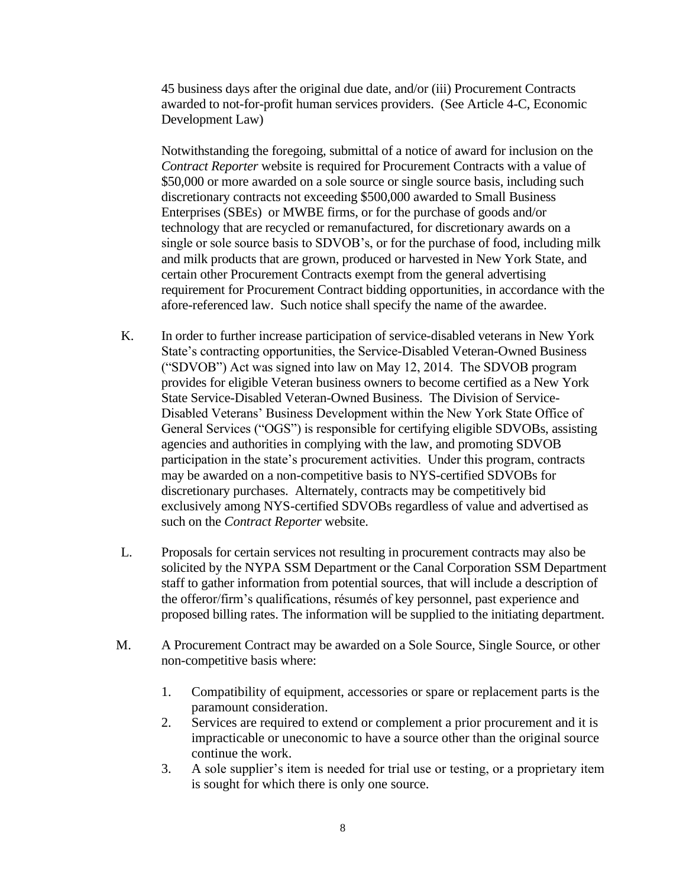45 business days after the original due date, and/or (iii) Procurement Contracts awarded to not-for-profit human services providers. (See Article 4-C, Economic Development Law)

Notwithstanding the foregoing, submittal of a notice of award for inclusion on the *Contract Reporter* website is required for Procurement Contracts with a value of $50,000 or more awarded on a sole source or single source basis, including such discretionary contracts not exceeding $500,000 awarded to Small Business Enterprises (SBEs) or MWBE firms, or for the purchase of goods and/or technology that are recycled or remanufactured, for discretionary awards on a single or sole source basis to SDVOB's, or for the purchase of food, including milk and milk products that are grown, produced or harvested in New York State, and certain other Procurement Contracts exempt from the general advertising requirement for Procurement Contract bidding opportunities, in accordance with the afore-referenced law. Such notice shall specify the name of the awardee.

K. In order to further increase participation of service-disabled veterans in New York State's contracting opportunities, the Service-Disabled Veteran-Owned Business ("SDVOB") Act was signed into law on May 12, 2014. The SDVOB program provides for eligible Veteran business owners to become certified as a New York State Service-Disabled Veteran-Owned Business. The Division of Service-Disabled Veterans' Business Development within the New York State Office of General Services ("OGS") is responsible for certifying eligible SDVOBs, assisting agencies and authorities in complying with the law, and promoting SDVOB participation in the state's procurement activities. Under this program, contracts may be awarded on a non-competitive basis to NYS-certified SDVOBs for discretionary purchases. Alternately, contracts may be competitively bid exclusively among NYS-certified SDVOBs regardless of value and advertised as such on the *Contract Reporter* website.

L. Proposals for certain services not resulting in procurement contracts may also be solicited by the NYPA SSM Department or the Canal Corporation SSM Department staff to gather information from potential sources, that will include a description of the offeror/firm's qualifications, résumés of key personnel, past experience and proposed billing rates. The information will be supplied to the initiating department.

M. A Procurement Contract may be awarded on a Sole Source, Single Source, or other non-competitive basis where:

1. Compatibility of equipment, accessories or spare or replacement parts is the paramount consideration.
2. Services are required to extend or complement a prior procurement and it is impracticable or uneconomic to have a source other than the original source continue the work.
3. A sole supplier's item is needed for trial use or testing, or a proprietary item is sought for which there is only one source.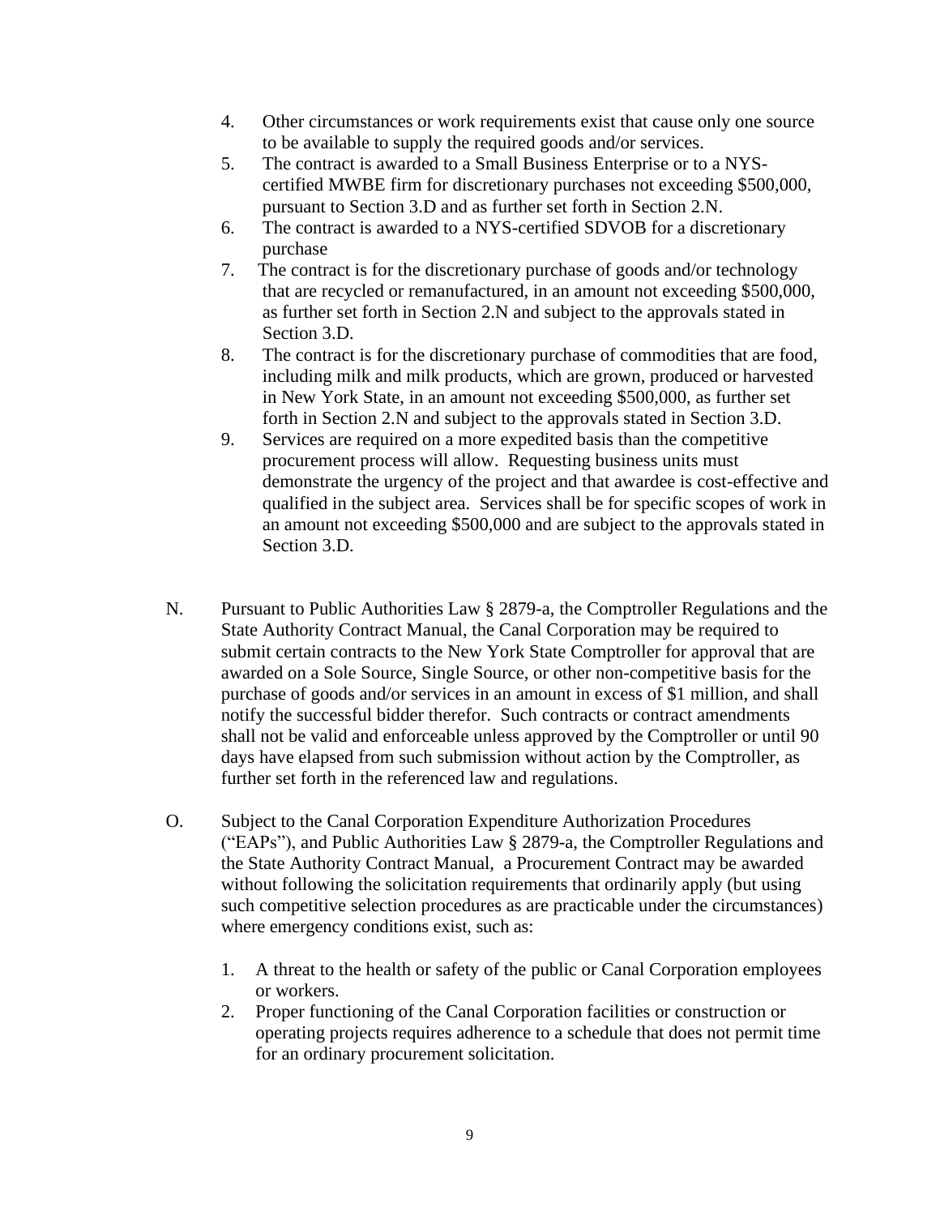4. Other circumstances or work requirements exist that cause only one source to be available to supply the required goods and/or services.
5. The contract is awarded to a Small Business Enterprise or to a NYS-certified MWBE firm for discretionary purchases not exceeding $500,000, pursuant to Section 3.D and as further set forth in Section 2.N.
6. The contract is awarded to a NYS-certified SDVOB for a discretionary purchase
7. The contract is for the discretionary purchase of goods and/or technology that are recycled or remanufactured, in an amount not exceeding $500,000, as further set forth in Section 2.N and subject to the approvals stated in Section 3.D.
8. The contract is for the discretionary purchase of commodities that are food, including milk and milk products, which are grown, produced or harvested in New York State, in an amount not exceeding $500,000, as further set forth in Section 2.N and subject to the approvals stated in Section 3.D.
9. Services are required on a more expedited basis than the competitive procurement process will allow. Requesting business units must demonstrate the urgency of the project and that awardee is cost-effective and qualified in the subject area. Services shall be for specific scopes of work in an amount not exceeding $500,000 and are subject to the approvals stated in Section 3.D.

N. Pursuant to Public Authorities Law § 2879-a, the Comptroller Regulations and the State Authority Contract Manual, the Canal Corporation may be required to submit certain contracts to the New York State Comptroller for approval that are awarded on a Sole Source, Single Source, or other non-competitive basis for the purchase of goods and/or services in an amount in excess of $1 million, and shall notify the successful bidder therefor. Such contracts or contract amendments shall not be valid and enforceable unless approved by the Comptroller or until 90 days have elapsed from such submission without action by the Comptroller, as further set forth in the referenced law and regulations.

O. Subject to the Canal Corporation Expenditure Authorization Procedures ("EAPs"), and Public Authorities Law § 2879-a, the Comptroller Regulations and the State Authority Contract Manual, a Procurement Contract may be awarded without following the solicitation requirements that ordinarily apply (but using such competitive selection procedures as are practicable under the circumstances) where emergency conditions exist, such as:

1. A threat to the health or safety of the public or Canal Corporation employees or workers.
2. Proper functioning of the Canal Corporation facilities or construction or operating projects requires adherence to a schedule that does not permit time for an ordinary procurement solicitation.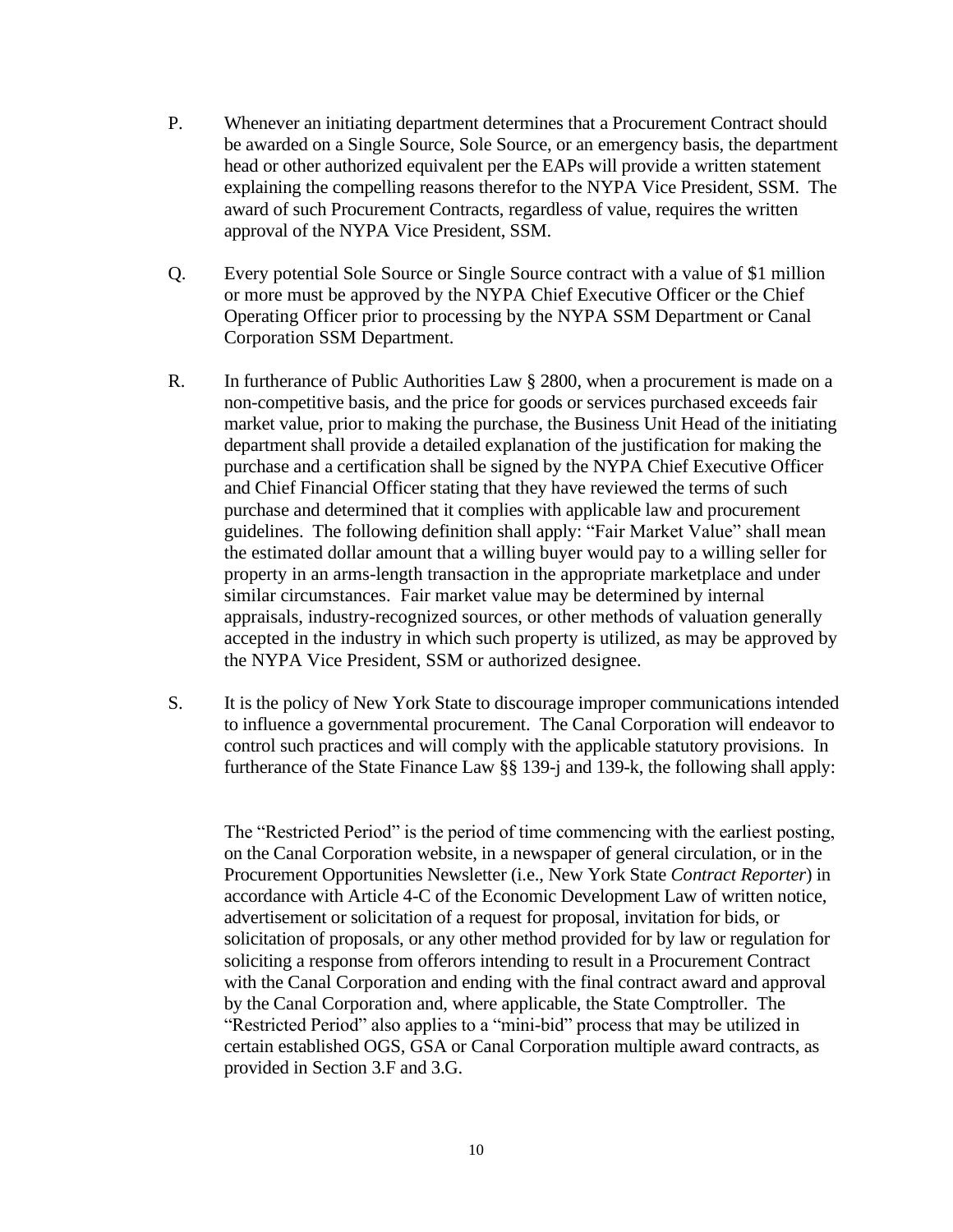P. Whenever an initiating department determines that a Procurement Contract should be awarded on a Single Source, Sole Source, or an emergency basis, the department head or other authorized equivalent per the EAPs will provide a written statement explaining the compelling reasons therefor to the NYPA Vice President, SSM. The award of such Procurement Contracts, regardless of value, requires the written approval of the NYPA Vice President, SSM.

Q. Every potential Sole Source or Single Source contract with a value of $1 million or more must be approved by the NYPA Chief Executive Officer or the Chief Operating Officer prior to processing by the NYPA SSM Department or Canal Corporation SSM Department.

R. In furtherance of Public Authorities Law § 2800, when a procurement is made on a non-competitive basis, and the price for goods or services purchased exceeds fair market value, prior to making the purchase, the Business Unit Head of the initiating department shall provide a detailed explanation of the justification for making the purchase and a certification shall be signed by the NYPA Chief Executive Officer and Chief Financial Officer stating that they have reviewed the terms of such purchase and determined that it complies with applicable law and procurement guidelines. The following definition shall apply: "Fair Market Value" shall mean the estimated dollar amount that a willing buyer would pay to a willing seller for property in an arms-length transaction in the appropriate marketplace and under similar circumstances. Fair market value may be determined by internal appraisals, industry-recognized sources, or other methods of valuation generally accepted in the industry in which such property is utilized, as may be approved by the NYPA Vice President, SSM or authorized designee.

S. It is the policy of New York State to discourage improper communications intended to influence a governmental procurement. The Canal Corporation will endeavor to control such practices and will comply with the applicable statutory provisions. In furtherance of the State Finance Law §§ 139-j and 139-k, the following shall apply:

The "Restricted Period" is the period of time commencing with the earliest posting, on the Canal Corporation website, in a newspaper of general circulation, or in the Procurement Opportunities Newsletter (i.e., New York State *Contract Reporter*) in accordance with Article 4-C of the Economic Development Law of written notice, advertisement or solicitation of a request for proposal, invitation for bids, or solicitation of proposals, or any other method provided for by law or regulation for soliciting a response from offerors intending to result in a Procurement Contract with the Canal Corporation and ending with the final contract award and approval by the Canal Corporation and, where applicable, the State Comptroller. The "Restricted Period" also applies to a "mini-bid" process that may be utilized in certain established OGS, GSA or Canal Corporation multiple award contracts, as provided in Section 3.F and 3.G.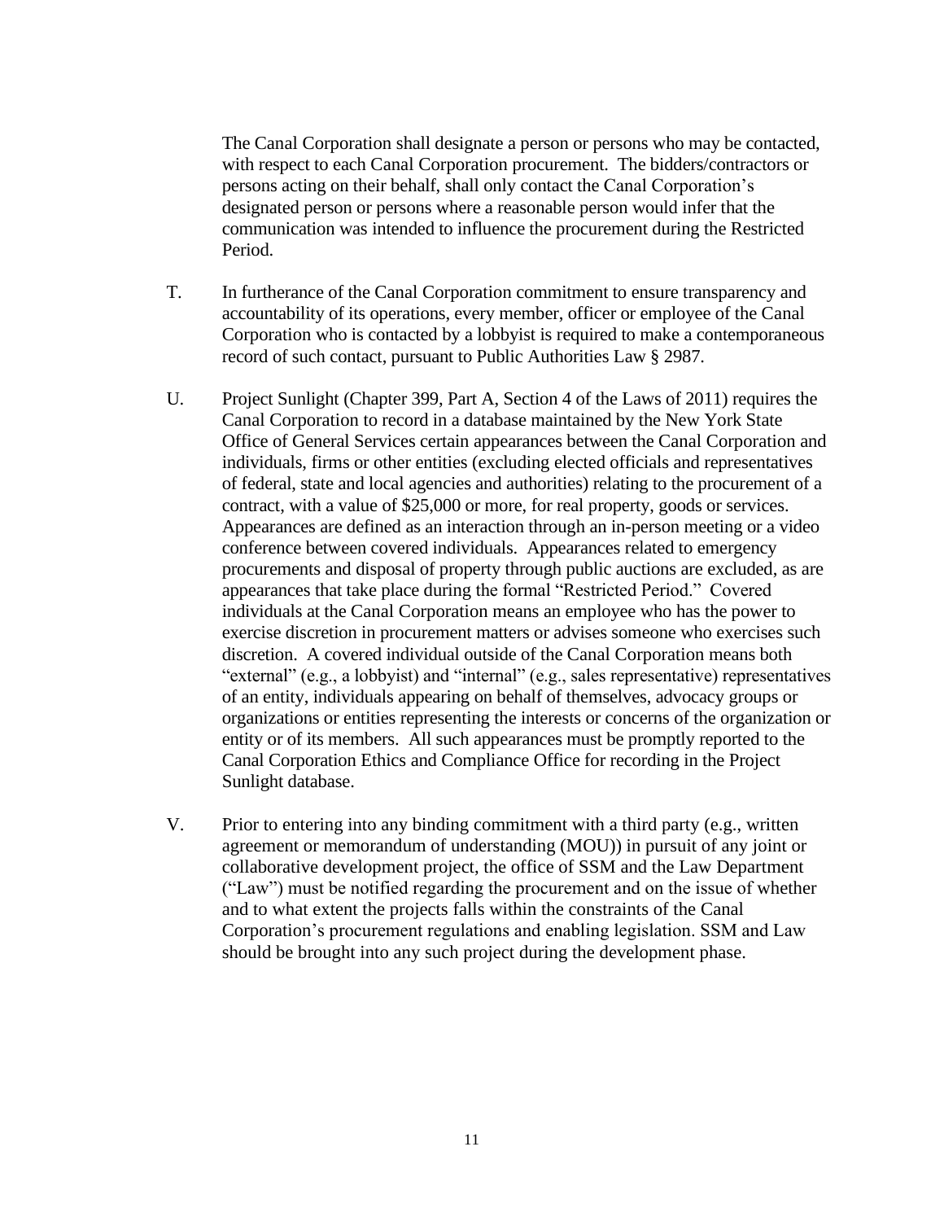The Canal Corporation shall designate a person or persons who may be contacted, with respect to each Canal Corporation procurement. The bidders/contractors or persons acting on their behalf, shall only contact the Canal Corporation's designated person or persons where a reasonable person would infer that the communication was intended to influence the procurement during the Restricted Period.

T. In furtherance of the Canal Corporation commitment to ensure transparency and accountability of its operations, every member, officer or employee of the Canal Corporation who is contacted by a lobbyist is required to make a contemporaneous record of such contact, pursuant to Public Authorities Law § 2987.

U. Project Sunlight (Chapter 399, Part A, Section 4 of the Laws of 2011) requires the Canal Corporation to record in a database maintained by the New York State Office of General Services certain appearances between the Canal Corporation and individuals, firms or other entities (excluding elected officials and representatives of federal, state and local agencies and authorities) relating to the procurement of a contract, with a value of $25,000 or more, for real property, goods or services. Appearances are defined as an interaction through an in-person meeting or a video conference between covered individuals. Appearances related to emergency procurements and disposal of property through public auctions are excluded, as are appearances that take place during the formal "Restricted Period." Covered individuals at the Canal Corporation means an employee who has the power to exercise discretion in procurement matters or advises someone who exercises such discretion. A covered individual outside of the Canal Corporation means both "external" (e.g., a lobbyist) and "internal" (e.g., sales representative) representatives of an entity, individuals appearing on behalf of themselves, advocacy groups or organizations or entities representing the interests or concerns of the organization or entity or of its members. All such appearances must be promptly reported to the Canal Corporation Ethics and Compliance Office for recording in the Project Sunlight database.

V. Prior to entering into any binding commitment with a third party (e.g., written agreement or memorandum of understanding (MOU)) in pursuit of any joint or collaborative development project, the office of SSM and the Law Department ("Law") must be notified regarding the procurement and on the issue of whether and to what extent the projects falls within the constraints of the Canal Corporation's procurement regulations and enabling legislation. SSM and Law should be brought into any such project during the development phase.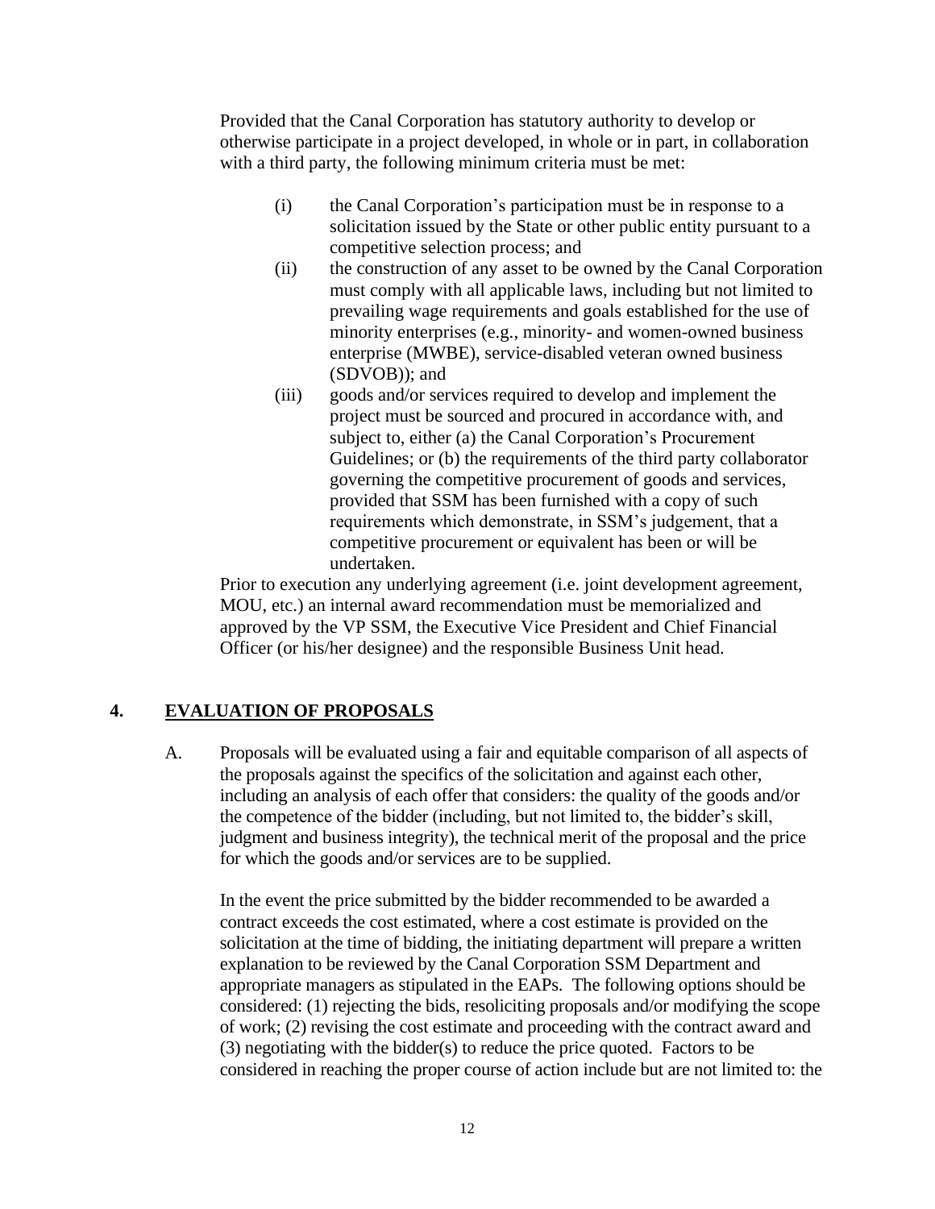Provided that the Canal Corporation has statutory authority to develop or otherwise participate in a project developed, in whole or in part, in collaboration with a third party, the following minimum criteria must be met:

(i) the Canal Corporation's participation must be in response to a solicitation issued by the State or other public entity pursuant to a competitive selection process; and

(ii) the construction of any asset to be owned by the Canal Corporation must comply with all applicable laws, including but not limited to prevailing wage requirements and goals established for the use of minority enterprises (e.g., minority- and women-owned business enterprise (MWBE), service-disabled veteran owned business (SDVOB)); and

(iii) goods and/or services required to develop and implement the project must be sourced and procured in accordance with, and subject to, either (a) the Canal Corporation's Procurement Guidelines; or (b) the requirements of the third party collaborator governing the competitive procurement of goods and services, provided that SSM has been furnished with a copy of such requirements which demonstrate, in SSM's judgement, that a competitive procurement or equivalent has been or will be undertaken.

Prior to execution any underlying agreement (i.e. joint development agreement, MOU, etc.) an internal award recommendation must be memorialized and approved by the VP SSM, the Executive Vice President and Chief Financial Officer (or his/her designee) and the responsible Business Unit head.

## 4. <u>EVALUATION OF PROPOSALS</u>

A. Proposals will be evaluated using a fair and equitable comparison of all aspects of the proposals against the specifics of the solicitation and against each other, including an analysis of each offer that considers: the quality of the goods and/or the competence of the bidder (including, but not limited to, the bidder's skill, judgment and business integrity), the technical merit of the proposal and the price for which the goods and/or services are to be supplied.

In the event the price submitted by the bidder recommended to be awarded a contract exceeds the cost estimated, where a cost estimate is provided on the solicitation at the time of bidding, the initiating department will prepare a written explanation to be reviewed by the Canal Corporation SSM Department and appropriate managers as stipulated in the EAPs. The following options should be considered: (1) rejecting the bids, resoliciting proposals and/or modifying the scope of work; (2) revising the cost estimate and proceeding with the contract award and (3) negotiating with the bidder(s) to reduce the price quoted. Factors to be considered in reaching the proper course of action include but are not limited to: the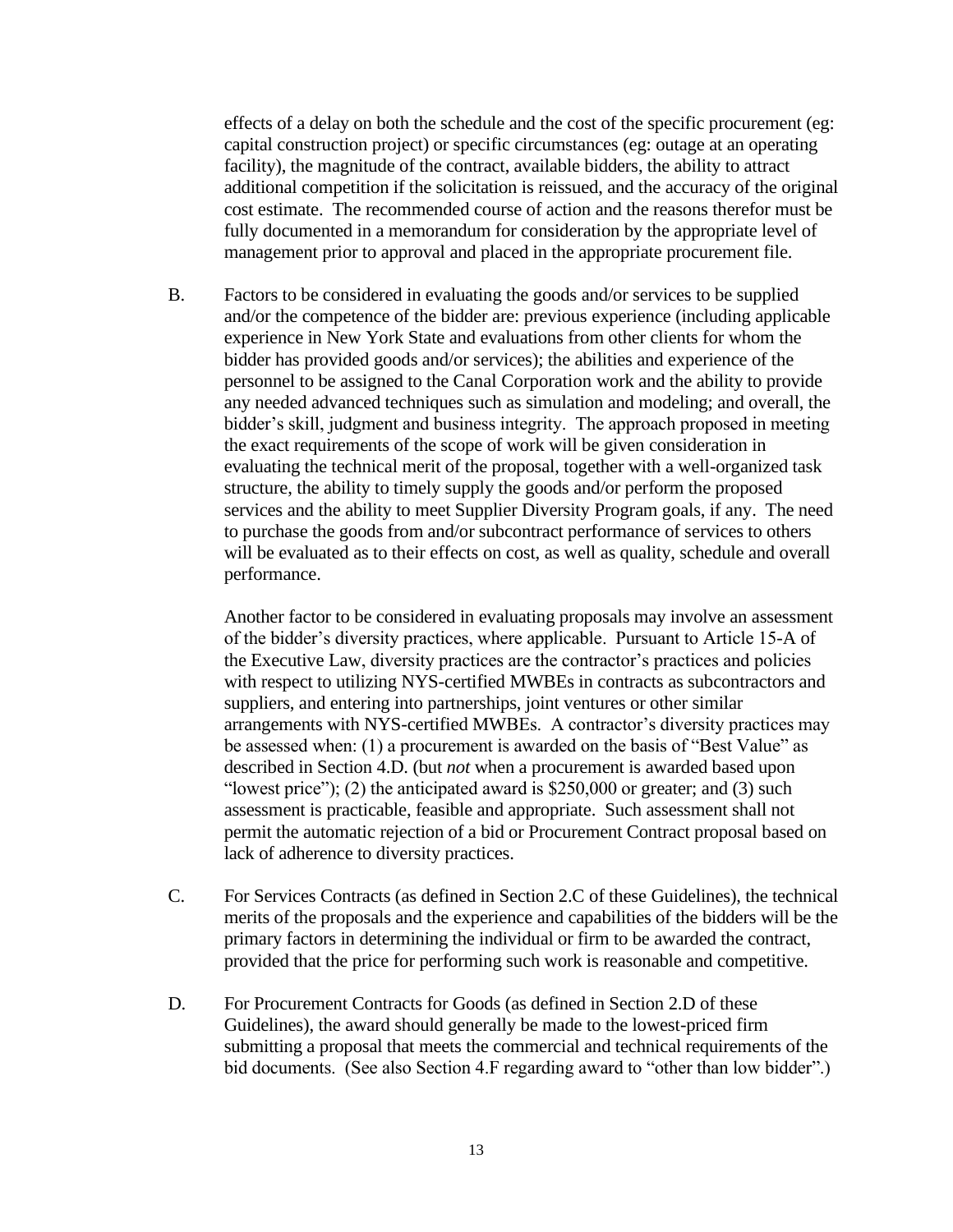effects of a delay on both the schedule and the cost of the specific procurement (eg: capital construction project) or specific circumstances (eg: outage at an operating facility), the magnitude of the contract, available bidders, the ability to attract additional competition if the solicitation is reissued, and the accuracy of the original cost estimate. The recommended course of action and the reasons therefor must be fully documented in a memorandum for consideration by the appropriate level of management prior to approval and placed in the appropriate procurement file.

B. Factors to be considered in evaluating the goods and/or services to be supplied and/or the competence of the bidder are: previous experience (including applicable experience in New York State and evaluations from other clients for whom the bidder has provided goods and/or services); the abilities and experience of the personnel to be assigned to the Canal Corporation work and the ability to provide any needed advanced techniques such as simulation and modeling; and overall, the bidder's skill, judgment and business integrity. The approach proposed in meeting the exact requirements of the scope of work will be given consideration in evaluating the technical merit of the proposal, together with a well-organized task structure, the ability to timely supply the goods and/or perform the proposed services and the ability to meet Supplier Diversity Program goals, if any. The need to purchase the goods from and/or subcontract performance of services to others will be evaluated as to their effects on cost, as well as quality, schedule and overall performance.

   Another factor to be considered in evaluating proposals may involve an assessment of the bidder's diversity practices, where applicable. Pursuant to Article 15-A of the Executive Law, diversity practices are the contractor's practices and policies with respect to utilizing NYS-certified MWBEs in contracts as subcontractors and suppliers, and entering into partnerships, joint ventures or other similar arrangements with NYS-certified MWBEs. A contractor's diversity practices may be assessed when: (1) a procurement is awarded on the basis of "Best Value" as described in Section 4.D. (but *not* when a procurement is awarded based upon "lowest price"); (2) the anticipated award is $250,000 or greater; and (3) such assessment is practicable, feasible and appropriate. Such assessment shall not permit the automatic rejection of a bid or Procurement Contract proposal based on lack of adherence to diversity practices.

C. For Services Contracts (as defined in Section 2.C of these Guidelines), the technical merits of the proposals and the experience and capabilities of the bidders will be the primary factors in determining the individual or firm to be awarded the contract, provided that the price for performing such work is reasonable and competitive.

D. For Procurement Contracts for Goods (as defined in Section 2.D of these Guidelines), the award should generally be made to the lowest-priced firm submitting a proposal that meets the commercial and technical requirements of the bid documents. (See also Section 4.F regarding award to "other than low bidder".)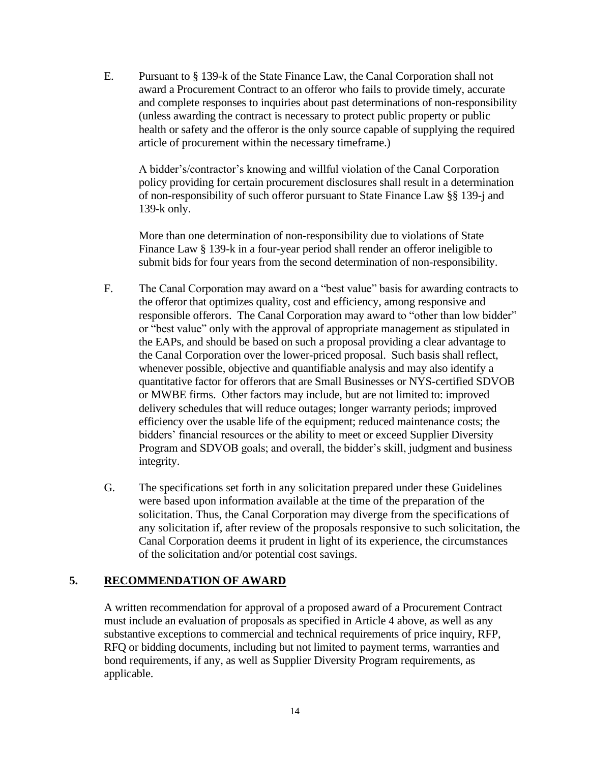E. Pursuant to § 139-k of the State Finance Law, the Canal Corporation shall not award a Procurement Contract to an offeror who fails to provide timely, accurate and complete responses to inquiries about past determinations of non-responsibility (unless awarding the contract is necessary to protect public property or public health or safety and the offeror is the only source capable of supplying the required article of procurement within the necessary timeframe.)

   A bidder's/contractor's knowing and willful violation of the Canal Corporation policy providing for certain procurement disclosures shall result in a determination of non-responsibility of such offeror pursuant to State Finance Law §§ 139-j and 139-k only.

   More than one determination of non-responsibility due to violations of State Finance Law § 139-k in a four-year period shall render an offeror ineligible to submit bids for four years from the second determination of non-responsibility.

F. The Canal Corporation may award on a "best value" basis for awarding contracts to the offeror that optimizes quality, cost and efficiency, among responsive and responsible offerors. The Canal Corporation may award to "other than low bidder" or "best value" only with the approval of appropriate management as stipulated in the EAPs, and should be based on such a proposal providing a clear advantage to the Canal Corporation over the lower-priced proposal. Such basis shall reflect, whenever possible, objective and quantifiable analysis and may also identify a quantitative factor for offerors that are Small Businesses or NYS-certified SDVOB or MWBE firms. Other factors may include, but are not limited to: improved delivery schedules that will reduce outages; longer warranty periods; improved efficiency over the usable life of the equipment; reduced maintenance costs; the bidders' financial resources or the ability to meet or exceed Supplier Diversity Program and SDVOB goals; and overall, the bidder's skill, judgment and business integrity.

G. The specifications set forth in any solicitation prepared under these Guidelines were based upon information available at the time of the preparation of the solicitation. Thus, the Canal Corporation may diverge from the specifications of any solicitation if, after review of the proposals responsive to such solicitation, the Canal Corporation deems it prudent in light of its experience, the circumstances of the solicitation and/or potential cost savings.

## 5. RECOMMENDATION OF AWARD

A written recommendation for approval of a proposed award of a Procurement Contract must include an evaluation of proposals as specified in Article 4 above, as well as any substantive exceptions to commercial and technical requirements of price inquiry, RFP, RFQ or bidding documents, including but not limited to payment terms, warranties and bond requirements, if any, as well as Supplier Diversity Program requirements, as applicable.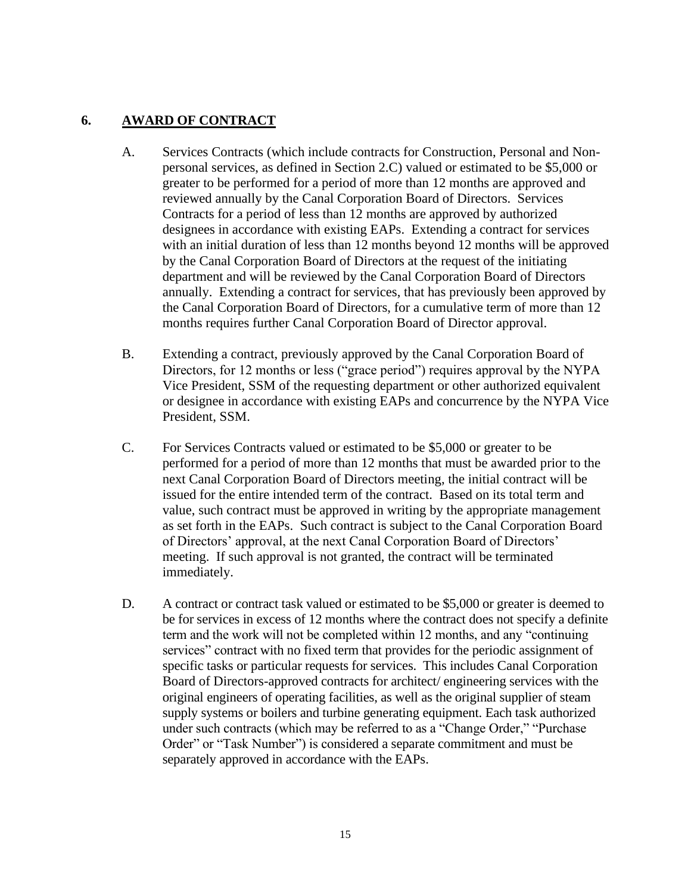## 6. AWARD OF CONTRACT

A. Services Contracts (which include contracts for Construction, Personal and Non-personal services, as defined in Section 2.C) valued or estimated to be $5,000 or greater to be performed for a period of more than 12 months are approved and reviewed annually by the Canal Corporation Board of Directors. Services Contracts for a period of less than 12 months are approved by authorized designees in accordance with existing EAPs. Extending a contract for services with an initial duration of less than 12 months beyond 12 months will be approved by the Canal Corporation Board of Directors at the request of the initiating department and will be reviewed by the Canal Corporation Board of Directors annually. Extending a contract for services, that has previously been approved by the Canal Corporation Board of Directors, for a cumulative term of more than 12 months requires further Canal Corporation Board of Director approval.

B. Extending a contract, previously approved by the Canal Corporation Board of Directors, for 12 months or less ("grace period") requires approval by the NYPA Vice President, SSM of the requesting department or other authorized equivalent or designee in accordance with existing EAPs and concurrence by the NYPA Vice President, SSM.

C. For Services Contracts valued or estimated to be $5,000 or greater to be performed for a period of more than 12 months that must be awarded prior to the next Canal Corporation Board of Directors meeting, the initial contract will be issued for the entire intended term of the contract. Based on its total term and value, such contract must be approved in writing by the appropriate management as set forth in the EAPs. Such contract is subject to the Canal Corporation Board of Directors' approval, at the next Canal Corporation Board of Directors' meeting. If such approval is not granted, the contract will be terminated immediately.

D. A contract or contract task valued or estimated to be $5,000 or greater is deemed to be for services in excess of 12 months where the contract does not specify a definite term and the work will not be completed within 12 months, and any "continuing services" contract with no fixed term that provides for the periodic assignment of specific tasks or particular requests for services. This includes Canal Corporation Board of Directors-approved contracts for architect/ engineering services with the original engineers of operating facilities, as well as the original supplier of steam supply systems or boilers and turbine generating equipment. Each task authorized under such contracts (which may be referred to as a "Change Order," "Purchase Order" or "Task Number") is considered a separate commitment and must be separately approved in accordance with the EAPs.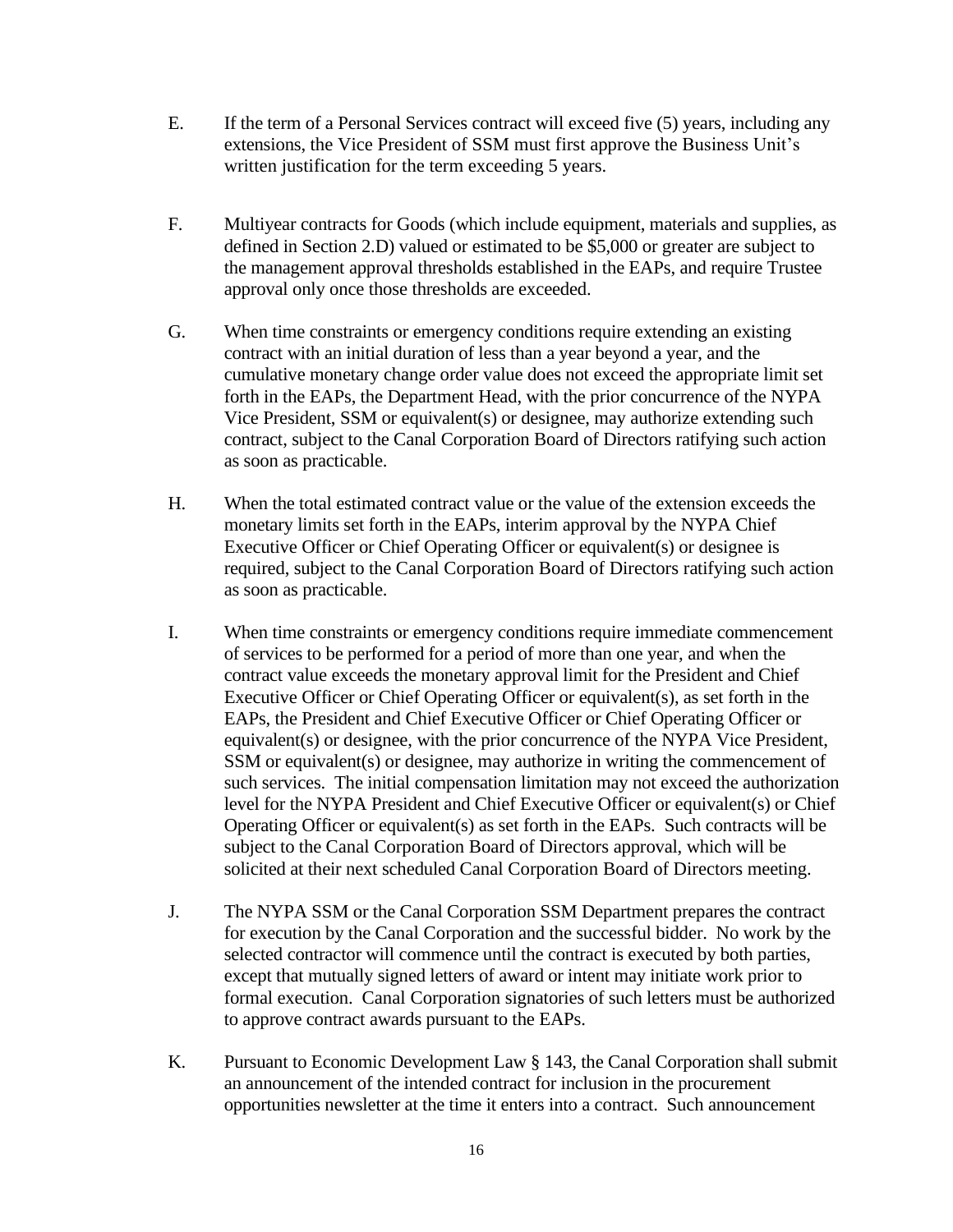E. If the term of a Personal Services contract will exceed five (5) years, including any extensions, the Vice President of SSM must first approve the Business Unit's written justification for the term exceeding 5 years.

F. Multiyear contracts for Goods (which include equipment, materials and supplies, as defined in Section 2.D) valued or estimated to be $5,000 or greater are subject to the management approval thresholds established in the EAPs, and require Trustee approval only once those thresholds are exceeded.

G. When time constraints or emergency conditions require extending an existing contract with an initial duration of less than a year beyond a year, and the cumulative monetary change order value does not exceed the appropriate limit set forth in the EAPs, the Department Head, with the prior concurrence of the NYPA Vice President, SSM or equivalent(s) or designee, may authorize extending such contract, subject to the Canal Corporation Board of Directors ratifying such action as soon as practicable.

H. When the total estimated contract value or the value of the extension exceeds the monetary limits set forth in the EAPs, interim approval by the NYPA Chief Executive Officer or Chief Operating Officer or equivalent(s) or designee is required, subject to the Canal Corporation Board of Directors ratifying such action as soon as practicable.

I. When time constraints or emergency conditions require immediate commencement of services to be performed for a period of more than one year, and when the contract value exceeds the monetary approval limit for the President and Chief Executive Officer or Chief Operating Officer or equivalent(s), as set forth in the EAPs, the President and Chief Executive Officer or Chief Operating Officer or equivalent(s) or designee, with the prior concurrence of the NYPA Vice President, SSM or equivalent(s) or designee, may authorize in writing the commencement of such services. The initial compensation limitation may not exceed the authorization level for the NYPA President and Chief Executive Officer or equivalent(s) or Chief Operating Officer or equivalent(s) as set forth in the EAPs. Such contracts will be subject to the Canal Corporation Board of Directors approval, which will be solicited at their next scheduled Canal Corporation Board of Directors meeting.

J. The NYPA SSM or the Canal Corporation SSM Department prepares the contract for execution by the Canal Corporation and the successful bidder. No work by the selected contractor will commence until the contract is executed by both parties, except that mutually signed letters of award or intent may initiate work prior to formal execution. Canal Corporation signatories of such letters must be authorized to approve contract awards pursuant to the EAPs.

K. Pursuant to Economic Development Law § 143, the Canal Corporation shall submit an announcement of the intended contract for inclusion in the procurement opportunities newsletter at the time it enters into a contract. Such announcement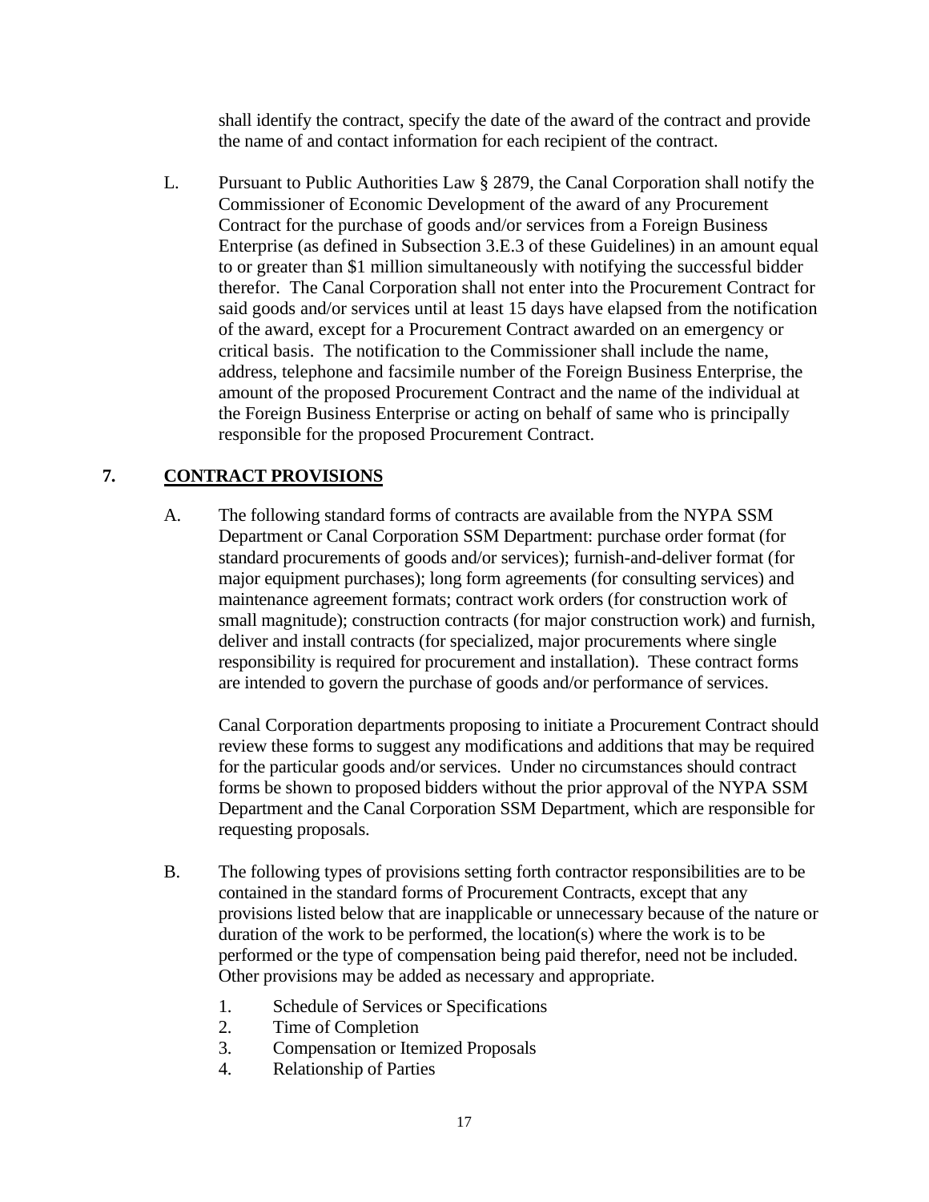shall identify the contract, specify the date of the award of the contract and provide the name of and contact information for each recipient of the contract.

L. Pursuant to Public Authorities Law § 2879, the Canal Corporation shall notify the Commissioner of Economic Development of the award of any Procurement Contract for the purchase of goods and/or services from a Foreign Business Enterprise (as defined in Subsection 3.E.3 of these Guidelines) in an amount equal to or greater than $1 million simultaneously with notifying the successful bidder therefor. The Canal Corporation shall not enter into the Procurement Contract for said goods and/or services until at least 15 days have elapsed from the notification of the award, except for a Procurement Contract awarded on an emergency or critical basis. The notification to the Commissioner shall include the name, address, telephone and facsimile number of the Foreign Business Enterprise, the amount of the proposed Procurement Contract and the name of the individual at the Foreign Business Enterprise or acting on behalf of same who is principally responsible for the proposed Procurement Contract.

## 7. CONTRACT PROVISIONS

A. The following standard forms of contracts are available from the NYPA SSM Department or Canal Corporation SSM Department: purchase order format (for standard procurements of goods and/or services); furnish-and-deliver format (for major equipment purchases); long form agreements (for consulting services) and maintenance agreement formats; contract work orders (for construction work of small magnitude); construction contracts (for major construction work) and furnish, deliver and install contracts (for specialized, major procurements where single responsibility is required for procurement and installation). These contract forms are intended to govern the purchase of goods and/or performance of services.

Canal Corporation departments proposing to initiate a Procurement Contract should review these forms to suggest any modifications and additions that may be required for the particular goods and/or services. Under no circumstances should contract forms be shown to proposed bidders without the prior approval of the NYPA SSM Department and the Canal Corporation SSM Department, which are responsible for requesting proposals.

B. The following types of provisions setting forth contractor responsibilities are to be contained in the standard forms of Procurement Contracts, except that any provisions listed below that are inapplicable or unnecessary because of the nature or duration of the work to be performed, the location(s) where the work is to be performed or the type of compensation being paid therefor, need not be included. Other provisions may be added as necessary and appropriate.

1. Schedule of Services or Specifications
2. Time of Completion
3. Compensation or Itemized Proposals
4. Relationship of Parties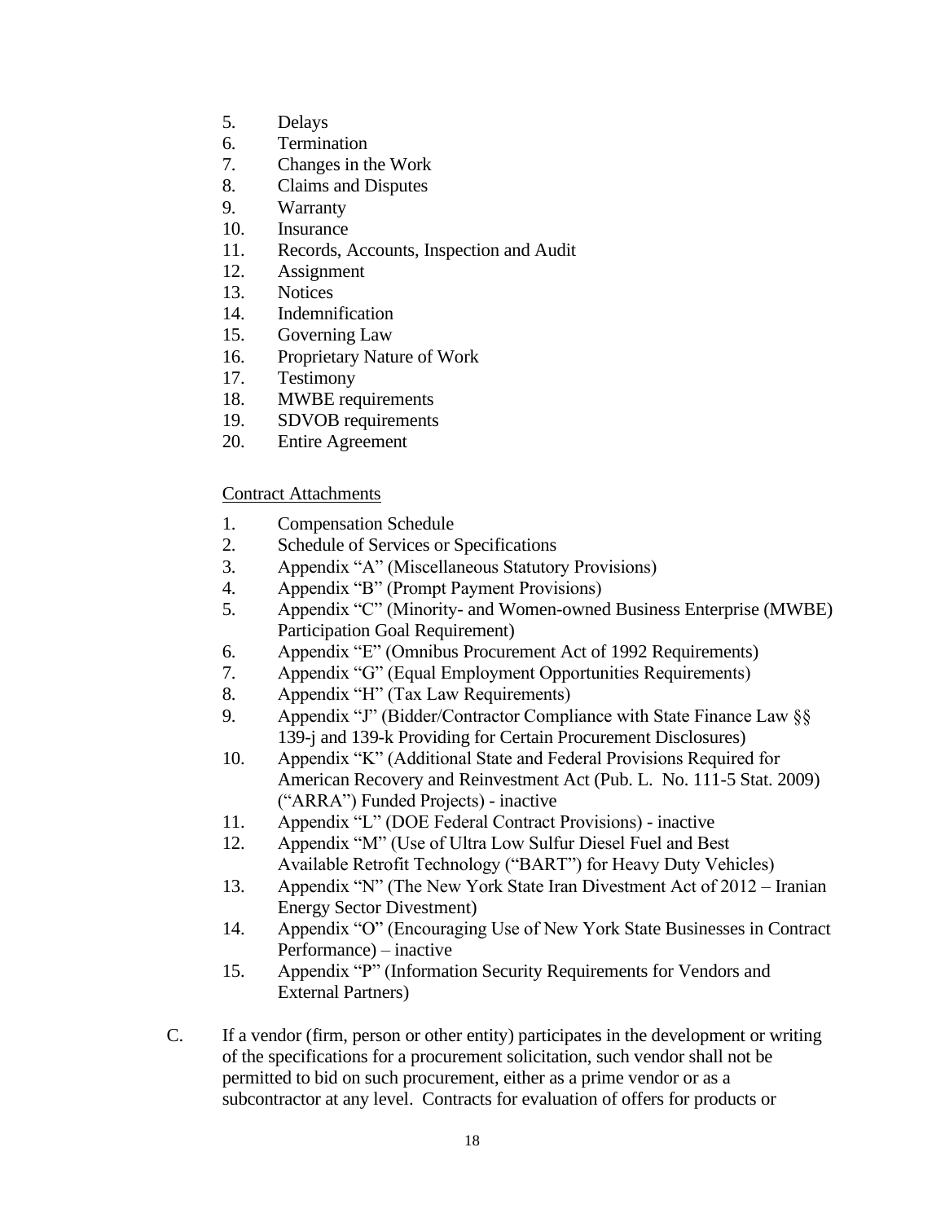5. Delays
6. Termination
7. Changes in the Work
8. Claims and Disputes
9. Warranty
10. Insurance
11. Records, Accounts, Inspection and Audit
12. Assignment
13. Notices
14. Indemnification
15. Governing Law
16. Proprietary Nature of Work
17. Testimony
18. MWBE requirements
19. SDVOB requirements
20. Entire Agreement

<u>Contract Attachments</u>

1. Compensation Schedule
2. Schedule of Services or Specifications
3. Appendix "A" (Miscellaneous Statutory Provisions)
4. Appendix "B" (Prompt Payment Provisions)
5. Appendix "C" (Minority- and Women-owned Business Enterprise (MWBE) Participation Goal Requirement)
6. Appendix "E" (Omnibus Procurement Act of 1992 Requirements)
7. Appendix "G" (Equal Employment Opportunities Requirements)
8. Appendix "H" (Tax Law Requirements)
9. Appendix "J" (Bidder/Contractor Compliance with State Finance Law §§ 139-j and 139-k Providing for Certain Procurement Disclosures)
10. Appendix "K" (Additional State and Federal Provisions Required for American Recovery and Reinvestment Act (Pub. L. No. 111-5 Stat. 2009) ("ARRA") Funded Projects) - inactive
11. Appendix "L" (DOE Federal Contract Provisions) - inactive
12. Appendix "M" (Use of Ultra Low Sulfur Diesel Fuel and Best Available Retrofit Technology ("BART") for Heavy Duty Vehicles)
13. Appendix "N" (The New York State Iran Divestment Act of 2012 – Iranian Energy Sector Divestment)
14. Appendix "O" (Encouraging Use of New York State Businesses in Contract Performance) – inactive
15. Appendix "P" (Information Security Requirements for Vendors and External Partners)

C. If a vendor (firm, person or other entity) participates in the development or writing of the specifications for a procurement solicitation, such vendor shall not be permitted to bid on such procurement, either as a prime vendor or as a subcontractor at any level. Contracts for evaluation of offers for products or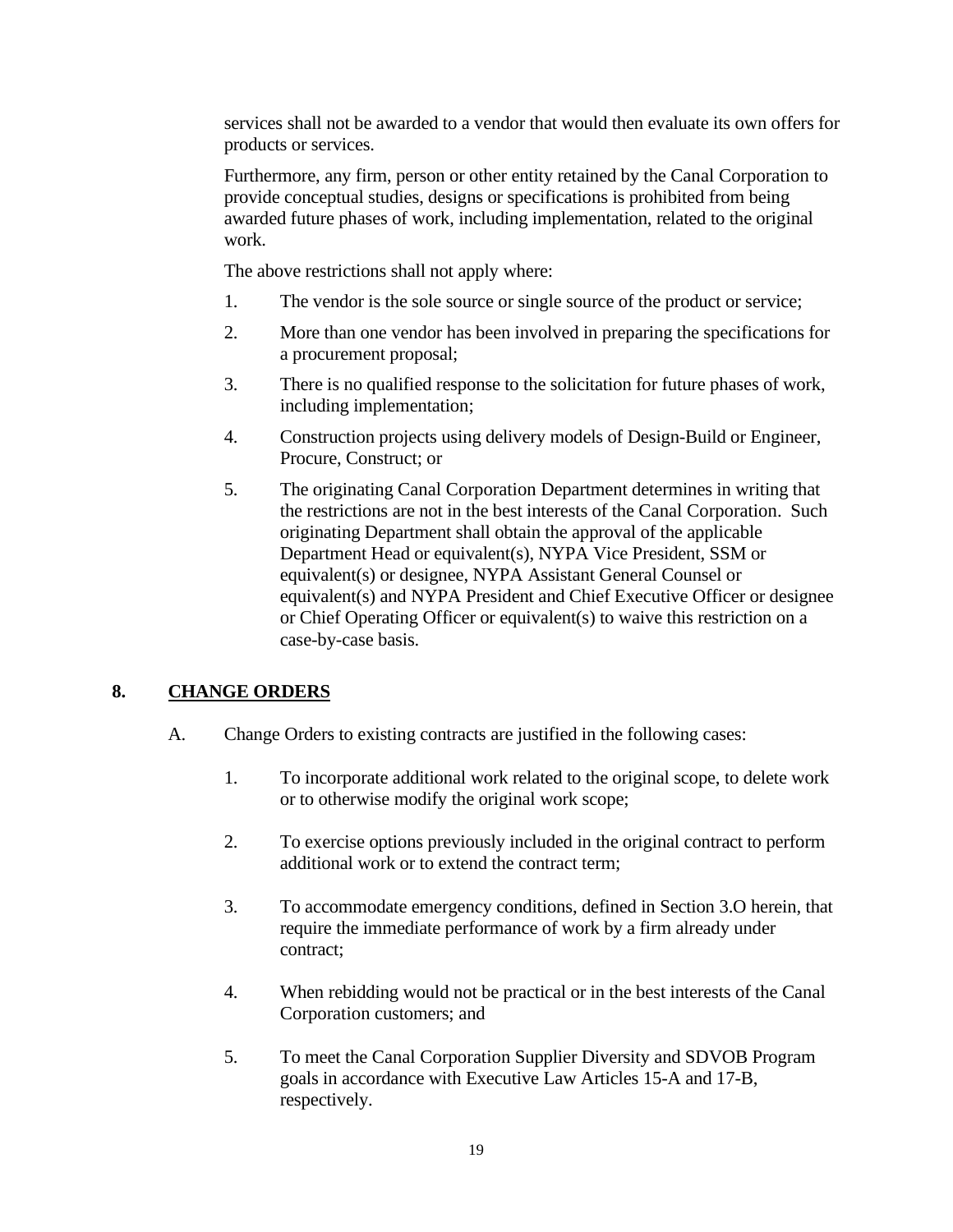services shall not be awarded to a vendor that would then evaluate its own offers for products or services.

Furthermore, any firm, person or other entity retained by the Canal Corporation to provide conceptual studies, designs or specifications is prohibited from being awarded future phases of work, including implementation, related to the original work.

The above restrictions shall not apply where:

1. The vendor is the sole source or single source of the product or service;
2. More than one vendor has been involved in preparing the specifications for a procurement proposal;
3. There is no qualified response to the solicitation for future phases of work, including implementation;
4. Construction projects using delivery models of Design-Build or Engineer, Procure, Construct; or
5. The originating Canal Corporation Department determines in writing that the restrictions are not in the best interests of the Canal Corporation. Such originating Department shall obtain the approval of the applicable Department Head or equivalent(s), NYPA Vice President, SSM or equivalent(s) or designee, NYPA Assistant General Counsel or equivalent(s) and NYPA President and Chief Executive Officer or designee or Chief Operating Officer or equivalent(s) to waive this restriction on a case-by-case basis.

## 8. CHANGE ORDERS

A. Change Orders to existing contracts are justified in the following cases:

1. To incorporate additional work related to the original scope, to delete work or to otherwise modify the original work scope;
2. To exercise options previously included in the original contract to perform additional work or to extend the contract term;
3. To accommodate emergency conditions, defined in Section 3.O herein, that require the immediate performance of work by a firm already under contract;
4. When rebidding would not be practical or in the best interests of the Canal Corporation customers; and
5. To meet the Canal Corporation Supplier Diversity and SDVOB Program goals in accordance with Executive Law Articles 15-A and 17-B, respectively.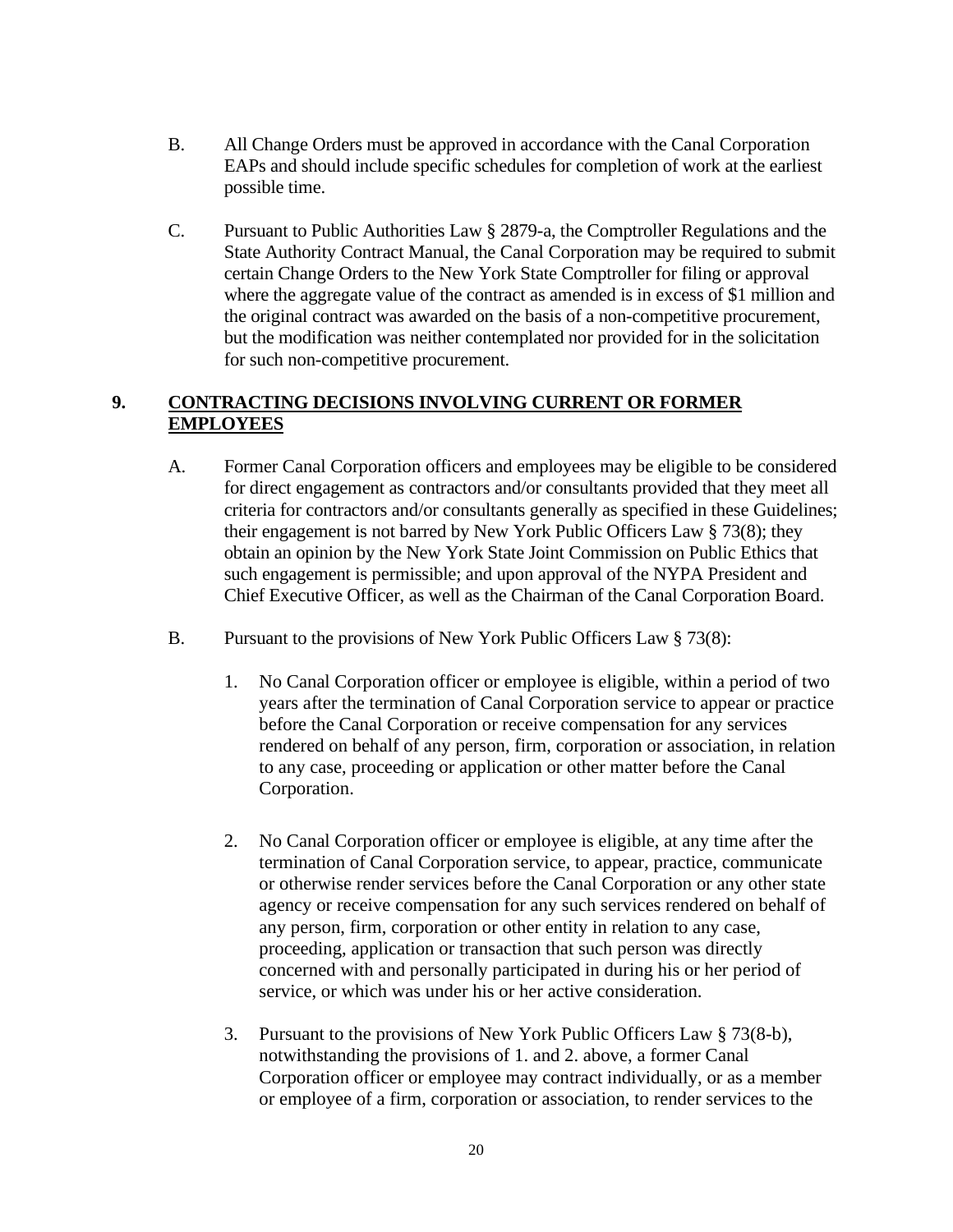B. All Change Orders must be approved in accordance with the Canal Corporation EAPs and should include specific schedules for completion of work at the earliest possible time.

C. Pursuant to Public Authorities Law § 2879-a, the Comptroller Regulations and the State Authority Contract Manual, the Canal Corporation may be required to submit certain Change Orders to the New York State Comptroller for filing or approval where the aggregate value of the contract as amended is in excess of $1 million and the original contract was awarded on the basis of a non-competitive procurement, but the modification was neither contemplated nor provided for in the solicitation for such non-competitive procurement.

## 9. CONTRACTING DECISIONS INVOLVING CURRENT OR FORMER EMPLOYEES

A. Former Canal Corporation officers and employees may be eligible to be considered for direct engagement as contractors and/or consultants provided that they meet all criteria for contractors and/or consultants generally as specified in these Guidelines; their engagement is not barred by New York Public Officers Law § 73(8); they obtain an opinion by the New York State Joint Commission on Public Ethics that such engagement is permissible; and upon approval of the NYPA President and Chief Executive Officer, as well as the Chairman of the Canal Corporation Board.

B. Pursuant to the provisions of New York Public Officers Law § 73(8):

1. No Canal Corporation officer or employee is eligible, within a period of two years after the termination of Canal Corporation service to appear or practice before the Canal Corporation or receive compensation for any services rendered on behalf of any person, firm, corporation or association, in relation to any case, proceeding or application or other matter before the Canal Corporation.

2. No Canal Corporation officer or employee is eligible, at any time after the termination of Canal Corporation service, to appear, practice, communicate or otherwise render services before the Canal Corporation or any other state agency or receive compensation for any such services rendered on behalf of any person, firm, corporation or other entity in relation to any case, proceeding, application or transaction that such person was directly concerned with and personally participated in during his or her period of service, or which was under his or her active consideration.

3. Pursuant to the provisions of New York Public Officers Law § 73(8-b), notwithstanding the provisions of 1. and 2. above, a former Canal Corporation officer or employee may contract individually, or as a member or employee of a firm, corporation or association, to render services to the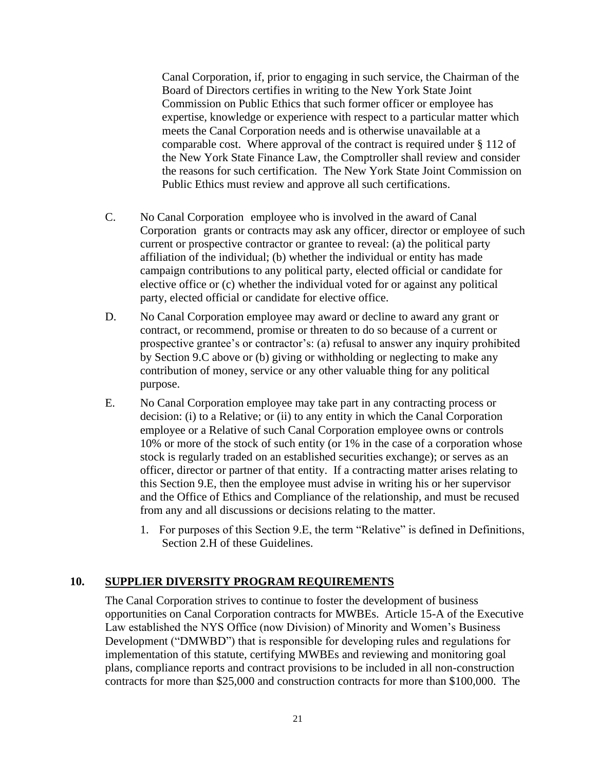Canal Corporation, if, prior to engaging in such service, the Chairman of the Board of Directors certifies in writing to the New York State Joint Commission on Public Ethics that such former officer or employee has expertise, knowledge or experience with respect to a particular matter which meets the Canal Corporation needs and is otherwise unavailable at a comparable cost. Where approval of the contract is required under § 112 of the New York State Finance Law, the Comptroller shall review and consider the reasons for such certification. The New York State Joint Commission on Public Ethics must review and approve all such certifications.

C. No Canal Corporation employee who is involved in the award of Canal Corporation grants or contracts may ask any officer, director or employee of such current or prospective contractor or grantee to reveal: (a) the political party affiliation of the individual; (b) whether the individual or entity has made campaign contributions to any political party, elected official or candidate for elective office or (c) whether the individual voted for or against any political party, elected official or candidate for elective office.

D. No Canal Corporation employee may award or decline to award any grant or contract, or recommend, promise or threaten to do so because of a current or prospective grantee's or contractor's: (a) refusal to answer any inquiry prohibited by Section 9.C above or (b) giving or withholding or neglecting to make any contribution of money, service or any other valuable thing for any political purpose.

E. No Canal Corporation employee may take part in any contracting process or decision: (i) to a Relative; or (ii) to any entity in which the Canal Corporation employee or a Relative of such Canal Corporation employee owns or controls 10% or more of the stock of such entity (or 1% in the case of a corporation whose stock is regularly traded on an established securities exchange); or serves as an officer, director or partner of that entity. If a contracting matter arises relating to this Section 9.E, then the employee must advise in writing his or her supervisor and the Office of Ethics and Compliance of the relationship, and must be recused from any and all discussions or decisions relating to the matter.

   1. For purposes of this Section 9.E, the term "Relative" is defined in Definitions, Section 2.H of these Guidelines.

## 10. SUPPLIER DIVERSITY PROGRAM REQUIREMENTS

The Canal Corporation strives to continue to foster the development of business opportunities on Canal Corporation contracts for MWBEs. Article 15-A of the Executive Law established the NYS Office (now Division) of Minority and Women's Business Development ("DMWBD") that is responsible for developing rules and regulations for implementation of this statute, certifying MWBEs and reviewing and monitoring goal plans, compliance reports and contract provisions to be included in all non-construction contracts for more than \$25,000 and construction contracts for more than \$100,000. The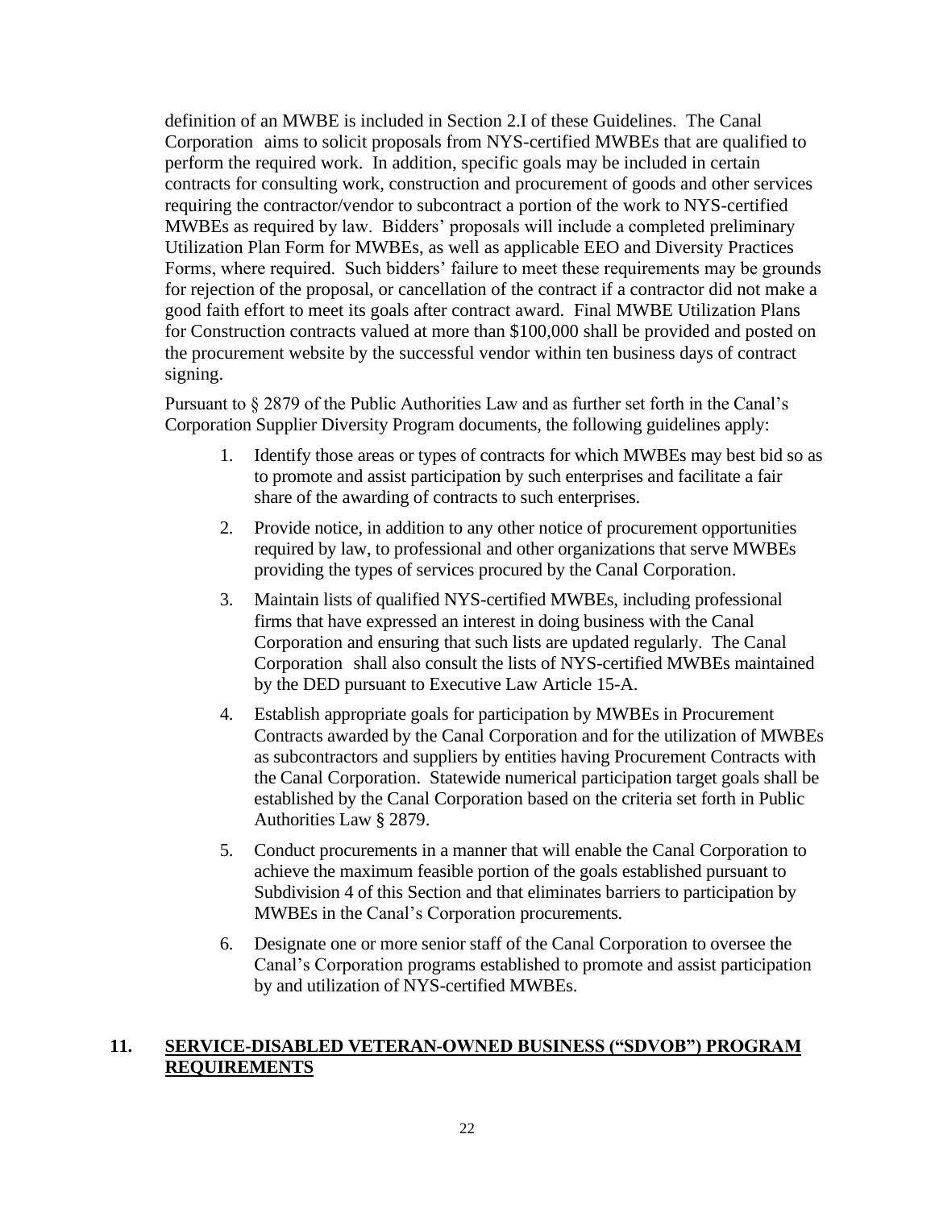definition of an MWBE is included in Section 2.I of these Guidelines. The Canal Corporation aims to solicit proposals from NYS-certified MWBEs that are qualified to perform the required work. In addition, specific goals may be included in certain contracts for consulting work, construction and procurement of goods and other services requiring the contractor/vendor to subcontract a portion of the work to NYS-certified MWBEs as required by law. Bidders' proposals will include a completed preliminary Utilization Plan Form for MWBEs, as well as applicable EEO and Diversity Practices Forms, where required. Such bidders' failure to meet these requirements may be grounds for rejection of the proposal, or cancellation of the contract if a contractor did not make a good faith effort to meet its goals after contract award. Final MWBE Utilization Plans for Construction contracts valued at more than $100,000 shall be provided and posted on the procurement website by the successful vendor within ten business days of contract signing.

Pursuant to § 2879 of the Public Authorities Law and as further set forth in the Canal's Corporation Supplier Diversity Program documents, the following guidelines apply:

1. Identify those areas or types of contracts for which MWBEs may best bid so as to promote and assist participation by such enterprises and facilitate a fair share of the awarding of contracts to such enterprises.
2. Provide notice, in addition to any other notice of procurement opportunities required by law, to professional and other organizations that serve MWBEs providing the types of services procured by the Canal Corporation.
3. Maintain lists of qualified NYS-certified MWBEs, including professional firms that have expressed an interest in doing business with the Canal Corporation and ensuring that such lists are updated regularly. The Canal Corporation shall also consult the lists of NYS-certified MWBEs maintained by the DED pursuant to Executive Law Article 15-A.
4. Establish appropriate goals for participation by MWBEs in Procurement Contracts awarded by the Canal Corporation and for the utilization of MWBEs as subcontractors and suppliers by entities having Procurement Contracts with the Canal Corporation. Statewide numerical participation target goals shall be established by the Canal Corporation based on the criteria set forth in Public Authorities Law § 2879.
5. Conduct procurements in a manner that will enable the Canal Corporation to achieve the maximum feasible portion of the goals established pursuant to Subdivision 4 of this Section and that eliminates barriers to participation by MWBEs in the Canal's Corporation procurements.
6. Designate one or more senior staff of the Canal Corporation to oversee the Canal's Corporation programs established to promote and assist participation by and utilization of NYS-certified MWBEs.

## 11. SERVICE-DISABLED VETERAN-OWNED BUSINESS ("SDVOB") PROGRAM REQUIREMENTS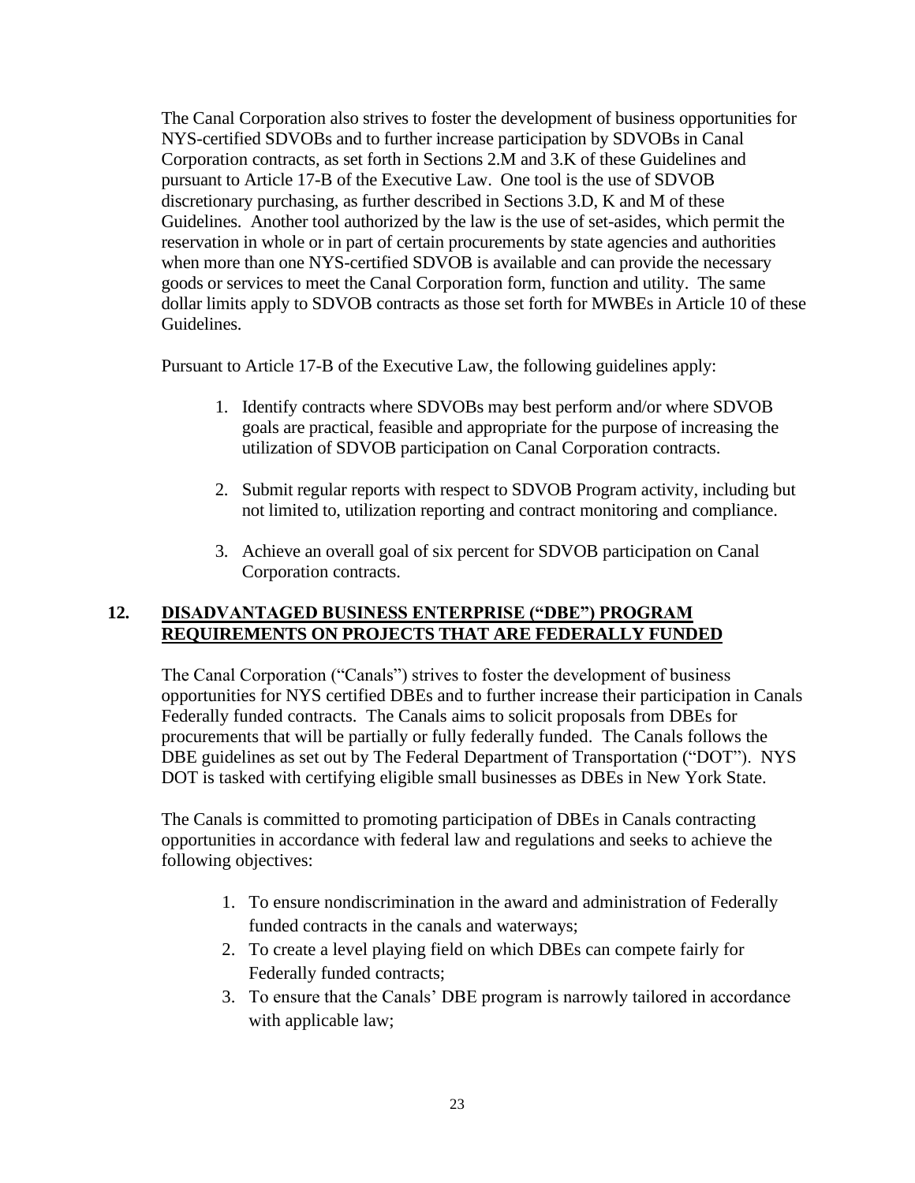The Canal Corporation also strives to foster the development of business opportunities for NYS-certified SDVOBs and to further increase participation by SDVOBs in Canal Corporation contracts, as set forth in Sections 2.M and 3.K of these Guidelines and pursuant to Article 17-B of the Executive Law. One tool is the use of SDVOB discretionary purchasing, as further described in Sections 3.D, K and M of these Guidelines. Another tool authorized by the law is the use of set-asides, which permit the reservation in whole or in part of certain procurements by state agencies and authorities when more than one NYS-certified SDVOB is available and can provide the necessary goods or services to meet the Canal Corporation form, function and utility. The same dollar limits apply to SDVOB contracts as those set forth for MWBEs in Article 10 of these Guidelines.

Pursuant to Article 17-B of the Executive Law, the following guidelines apply:

1. Identify contracts where SDVOBs may best perform and/or where SDVOB goals are practical, feasible and appropriate for the purpose of increasing the utilization of SDVOB participation on Canal Corporation contracts.

2. Submit regular reports with respect to SDVOB Program activity, including but not limited to, utilization reporting and contract monitoring and compliance.

3. Achieve an overall goal of six percent for SDVOB participation on Canal Corporation contracts.

## 12. DISADVANTAGED BUSINESS ENTERPRISE ("DBE") PROGRAM REQUIREMENTS ON PROJECTS THAT ARE FEDERALLY FUNDED

The Canal Corporation ("Canals") strives to foster the development of business opportunities for NYS certified DBEs and to further increase their participation in Canals Federally funded contracts. The Canals aims to solicit proposals from DBEs for procurements that will be partially or fully federally funded. The Canals follows the DBE guidelines as set out by The Federal Department of Transportation ("DOT"). NYS DOT is tasked with certifying eligible small businesses as DBEs in New York State.

The Canals is committed to promoting participation of DBEs in Canals contracting opportunities in accordance with federal law and regulations and seeks to achieve the following objectives:

1. To ensure nondiscrimination in the award and administration of Federally funded contracts in the canals and waterways;
2. To create a level playing field on which DBEs can compete fairly for Federally funded contracts;
3. To ensure that the Canals' DBE program is narrowly tailored in accordance with applicable law;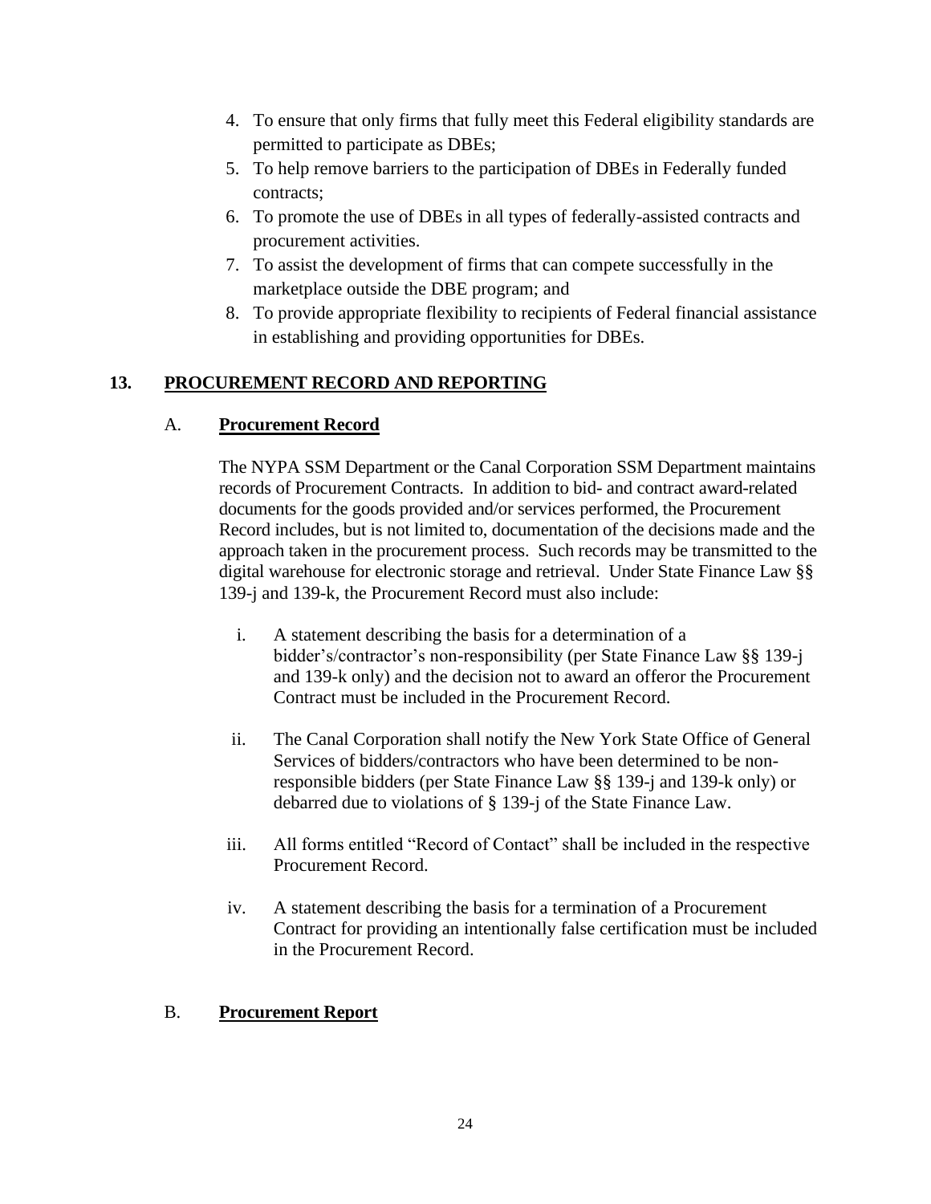4. To ensure that only firms that fully meet this Federal eligibility standards are permitted to participate as DBEs;
5. To help remove barriers to the participation of DBEs in Federally funded contracts;
6. To promote the use of DBEs in all types of federally-assisted contracts and procurement activities.
7. To assist the development of firms that can compete successfully in the marketplace outside the DBE program; and
8. To provide appropriate flexibility to recipients of Federal financial assistance in establishing and providing opportunities for DBEs.

## 13. PROCUREMENT RECORD AND REPORTING

### A. Procurement Record

The NYPA SSM Department or the Canal Corporation SSM Department maintains records of Procurement Contracts. In addition to bid- and contract award-related documents for the goods provided and/or services performed, the Procurement Record includes, but is not limited to, documentation of the decisions made and the approach taken in the procurement process. Such records may be transmitted to the digital warehouse for electronic storage and retrieval. Under State Finance Law §§ 139-j and 139-k, the Procurement Record must also include:

i. A statement describing the basis for a determination of a bidder's/contractor's non-responsibility (per State Finance Law §§ 139-j and 139-k only) and the decision not to award an offeror the Procurement Contract must be included in the Procurement Record.

ii. The Canal Corporation shall notify the New York State Office of General Services of bidders/contractors who have been determined to be non-responsible bidders (per State Finance Law §§ 139-j and 139-k only) or debarred due to violations of § 139-j of the State Finance Law.

iii. All forms entitled "Record of Contact" shall be included in the respective Procurement Record.

iv. A statement describing the basis for a termination of a Procurement Contract for providing an intentionally false certification must be included in the Procurement Record.

### B. Procurement Report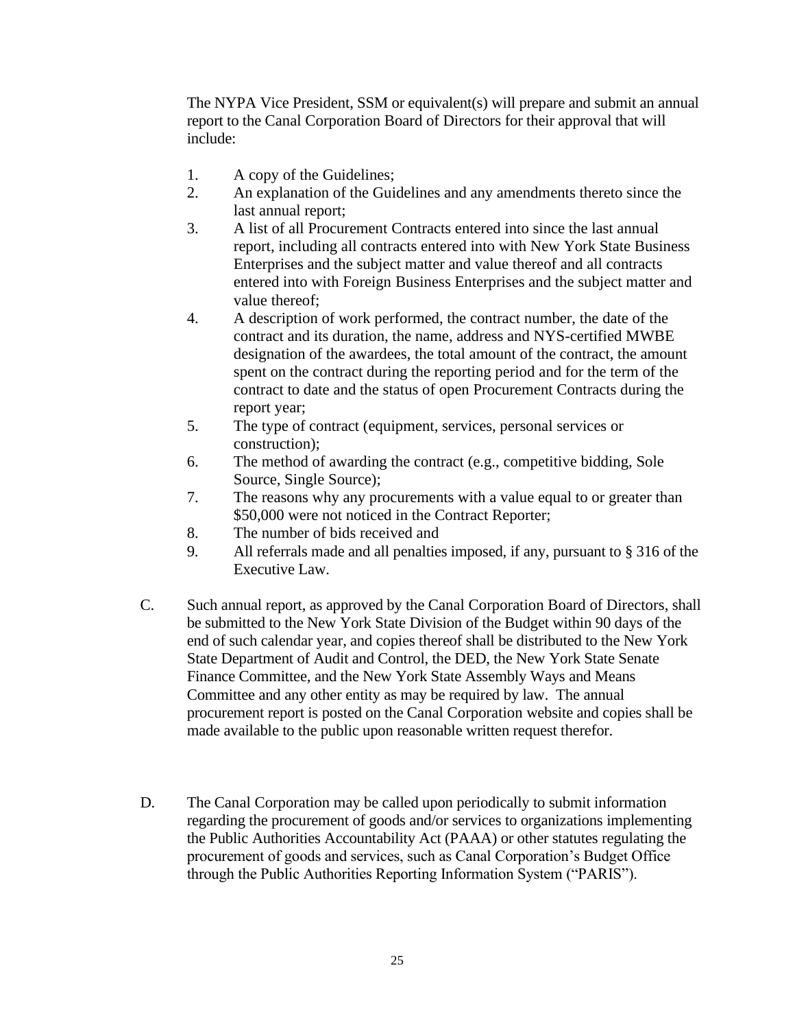The NYPA Vice President, SSM or equivalent(s) will prepare and submit an annual report to the Canal Corporation Board of Directors for their approval that will include:

1. A copy of the Guidelines;
2. An explanation of the Guidelines and any amendments thereto since the last annual report;
3. A list of all Procurement Contracts entered into since the last annual report, including all contracts entered into with New York State Business Enterprises and the subject matter and value thereof and all contracts entered into with Foreign Business Enterprises and the subject matter and value thereof;
4. A description of work performed, the contract number, the date of the contract and its duration, the name, address and NYS-certified MWBE designation of the awardees, the total amount of the contract, the amount spent on the contract during the reporting period and for the term of the contract to date and the status of open Procurement Contracts during the report year;
5. The type of contract (equipment, services, personal services or construction);
6. The method of awarding the contract (e.g., competitive bidding, Sole Source, Single Source);
7. The reasons why any procurements with a value equal to or greater than \$50,000 were not noticed in the Contract Reporter;
8. The number of bids received and
9. All referrals made and all penalties imposed, if any, pursuant to § 316 of the Executive Law.

C. Such annual report, as approved by the Canal Corporation Board of Directors, shall be submitted to the New York State Division of the Budget within 90 days of the end of such calendar year, and copies thereof shall be distributed to the New York State Department of Audit and Control, the DED, the New York State Senate Finance Committee, and the New York State Assembly Ways and Means Committee and any other entity as may be required by law. The annual procurement report is posted on the Canal Corporation website and copies shall be made available to the public upon reasonable written request therefor.

D. The Canal Corporation may be called upon periodically to submit information regarding the procurement of goods and/or services to organizations implementing the Public Authorities Accountability Act (PAAA) or other statutes regulating the procurement of goods and services, such as Canal Corporation's Budget Office through the Public Authorities Reporting Information System ("PARIS").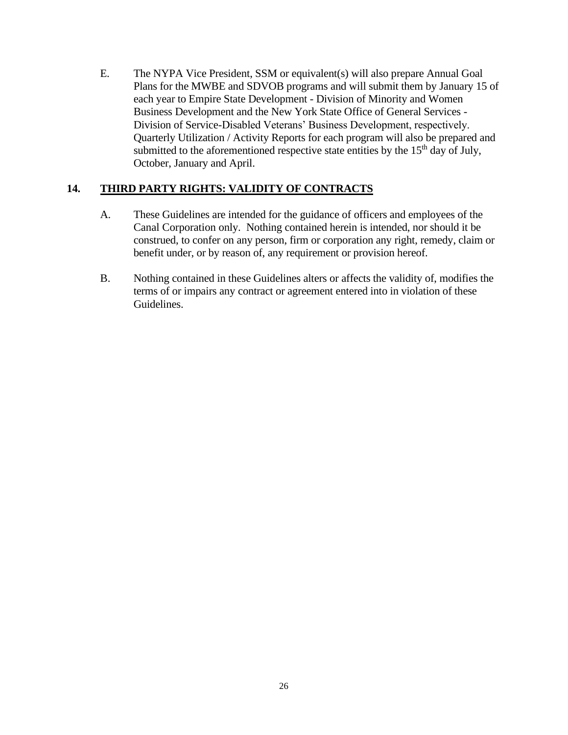E. The NYPA Vice President, SSM or equivalent(s) will also prepare Annual Goal Plans for the MWBE and SDVOB programs and will submit them by January 15 of each year to Empire State Development - Division of Minority and Women Business Development and the New York State Office of General Services - Division of Service-Disabled Veterans' Business Development, respectively. Quarterly Utilization / Activity Reports for each program will also be prepared and submitted to the aforementioned respective state entities by the 15th day of July, October, January and April.

## 14. THIRD PARTY RIGHTS: VALIDITY OF CONTRACTS

A. These Guidelines are intended for the guidance of officers and employees of the Canal Corporation only. Nothing contained herein is intended, nor should it be construed, to confer on any person, firm or corporation any right, remedy, claim or benefit under, or by reason of, any requirement or provision hereof.

B. Nothing contained in these Guidelines alters or affects the validity of, modifies the terms of or impairs any contract or agreement entered into in violation of these Guidelines.